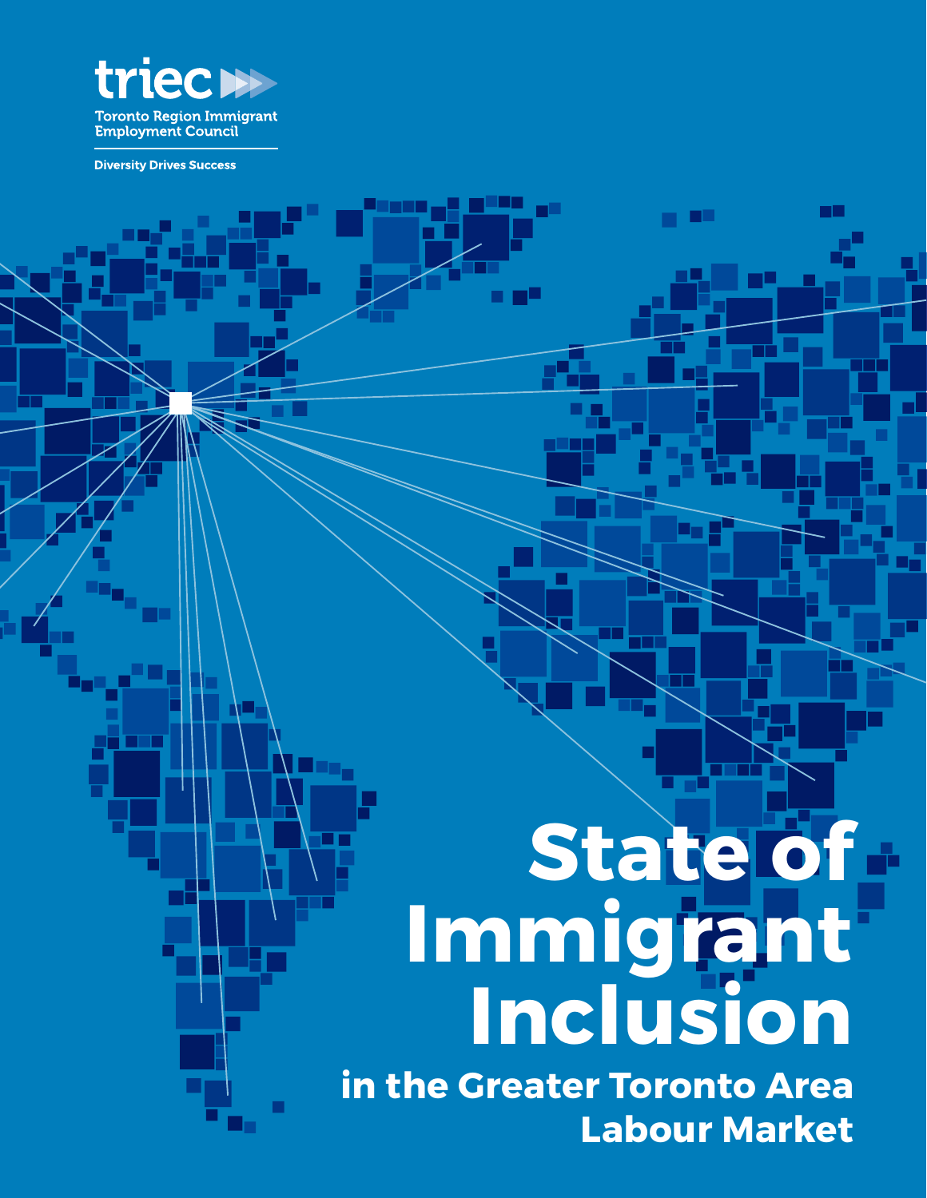triec

Toronto Region Immigrant Employment Council

Diversity Drives Success

# State of Immigrant Inclusion

## in the Greater Toronto Area Labour Market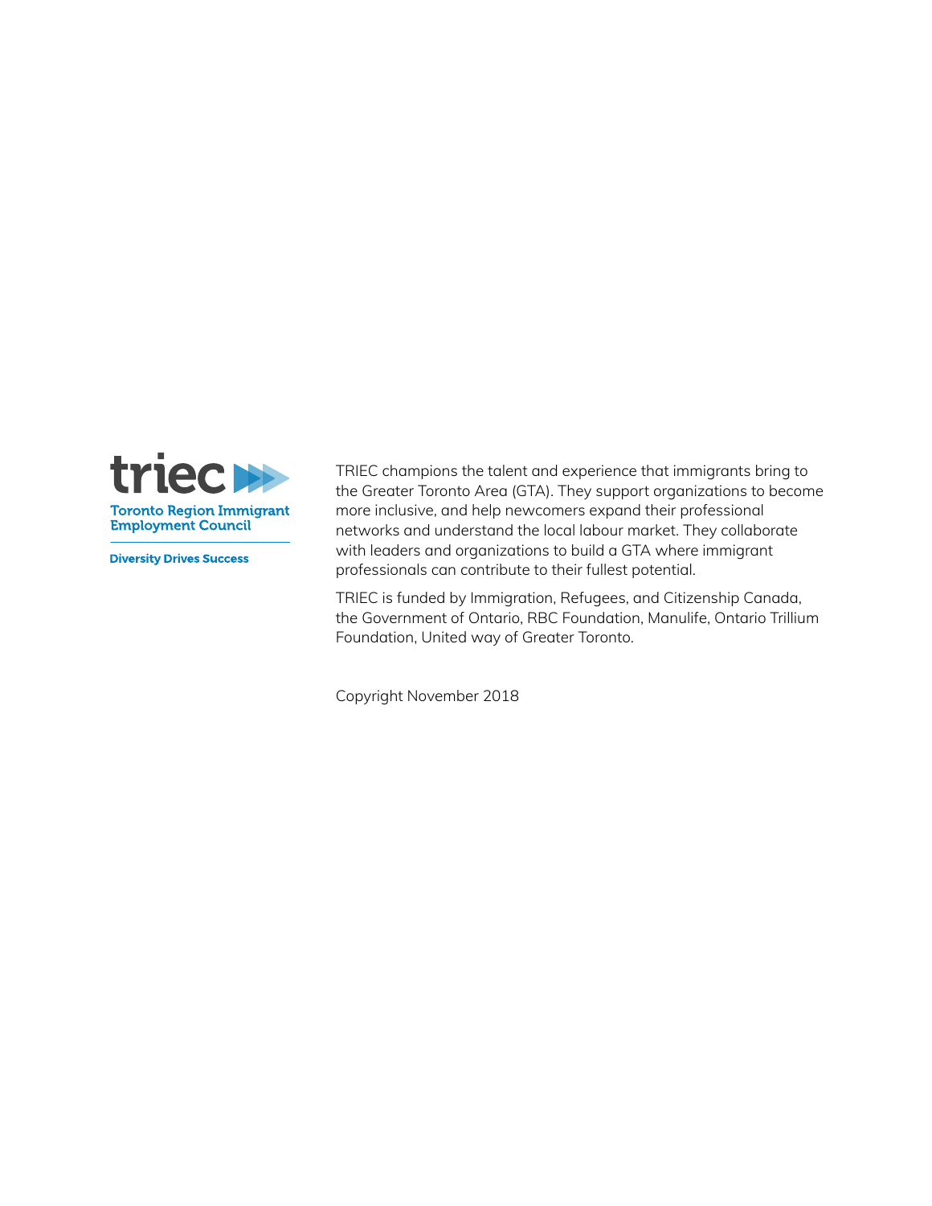triec

Toronto Region Immigrant Employment Council

Diversity Drives Success

TRIEC champions the talent and experience that immigrants bring to the Greater Toronto Area (GTA). They support organizations to become more inclusive, and help newcomers expand their professional networks and understand the local labour market. They collaborate with leaders and organizations to build a GTA where immigrant professionals can contribute to their fullest potential.

TRIEC is funded by Immigration, Refugees, and Citizenship Canada, the Government of Ontario, RBC Foundation, Manulife, Ontario Trillium Foundation, United way of Greater Toronto.

Copyright November 2018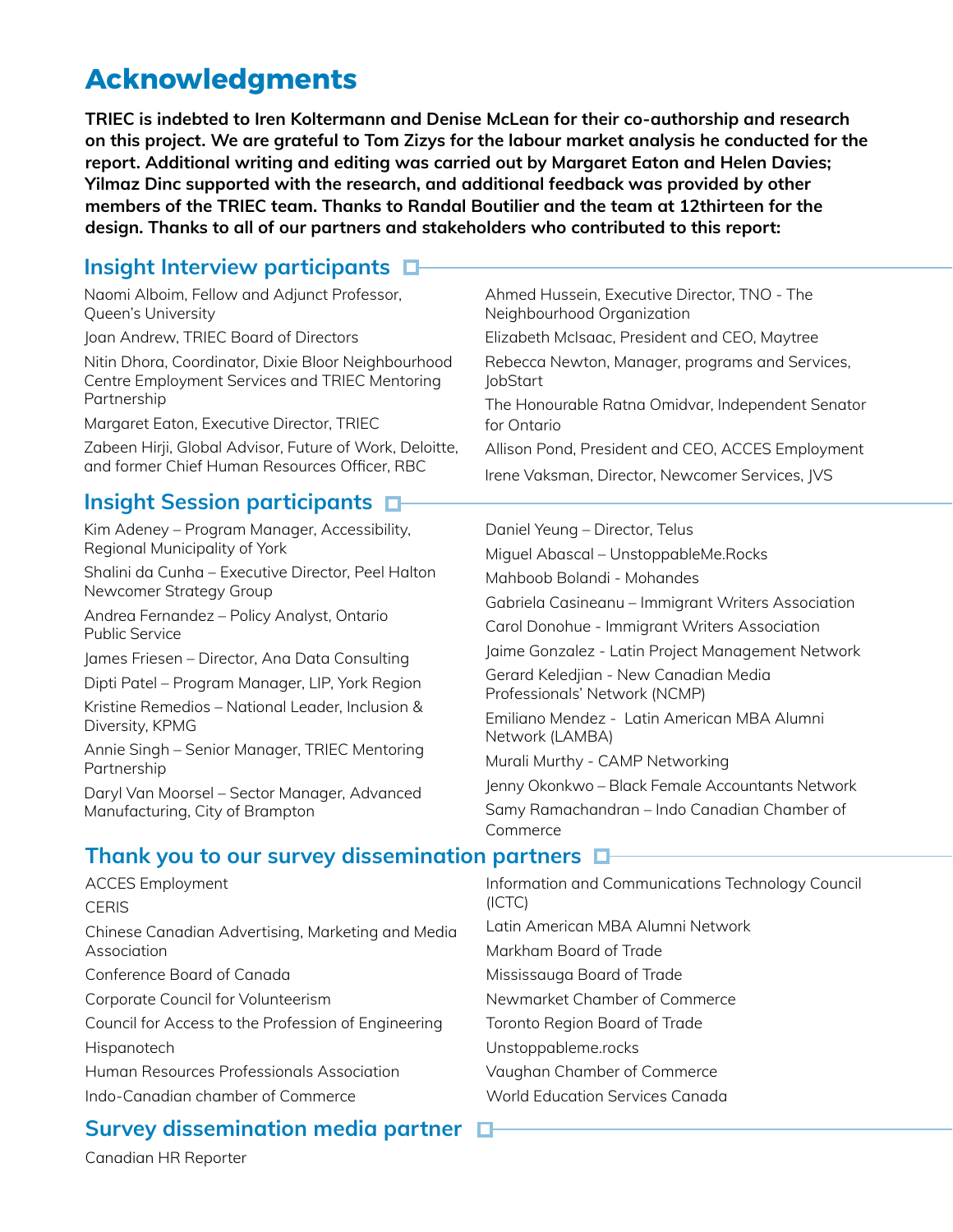# Acknowledgments

**TRIEC is indebted to Iren Koltermann and Denise McLean for their co-authorship and research on this project. We are grateful to Tom Zizys for the labour market analysis he conducted for the report. Additional writing and editing was carried out by Margaret Eaton and Helen Davies; Yilmaz Dinc supported with the research, and additional feedback was provided by other members of the TRIEC team. Thanks to Randal Boutilier and the team at 12thirteen for the design. Thanks to all of our partners and stakeholders who contributed to this report:**

## Insight Interview participants

Naomi Alboim, Fellow and Adjunct Professor, Queen's University

Joan Andrew, TRIEC Board of Directors

Nitin Dhora, Coordinator, Dixie Bloor Neighbourhood Centre Employment Services and TRIEC Mentoring Partnership

Margaret Eaton, Executive Director, TRIEC

Zabeen Hirji, Global Advisor, Future of Work, Deloitte, and former Chief Human Resources Officer, RBC

Ahmed Hussein, Executive Director, TNO - The Neighbourhood Organization

Elizabeth McIsaac, President and CEO, Maytree

Rebecca Newton, Manager, programs and Services, JobStart

The Honourable Ratna Omidvar, Independent Senator for Ontario

Allison Pond, President and CEO, ACCES Employment

Irene Vaksman, Director, Newcomer Services, JVS

## Insight Session participants

Kim Adeney – Program Manager, Accessibility, Regional Municipality of York

Shalini da Cunha – Executive Director, Peel Halton Newcomer Strategy Group

Andrea Fernandez – Policy Analyst, Ontario Public Service

James Friesen – Director, Ana Data Consulting

Dipti Patel – Program Manager, LIP, York Region

Kristine Remedios – National Leader, Inclusion & Diversity, KPMG

Annie Singh – Senior Manager, TRIEC Mentoring Partnership

Daryl Van Moorsel – Sector Manager, Advanced Manufacturing, City of Brampton

Daniel Yeung – Director, Telus

Miguel Abascal – UnstoppableMe.Rocks

Mahboob Bolandi - Mohandes

Gabriela Casineanu – Immigrant Writers Association

Carol Donohue - Immigrant Writers Association

Jaime Gonzalez - Latin Project Management Network

Gerard Keledjian - New Canadian Media Professionals' Network (NCMP)

Emiliano Mendez - Latin American MBA Alumni Network (LAMBA)

Murali Murthy - CAMP Networking

Jenny Okonkwo – Black Female Accountants Network

Samy Ramachandran – Indo Canadian Chamber of Commerce

## Thank you to our survey dissemination partners

ACCES Employment

CERIS

Chinese Canadian Advertising, Marketing and Media Association

Conference Board of Canada

Corporate Council for Volunteerism

Council for Access to the Profession of Engineering

Hispanotech

Human Resources Professionals Association

Indo-Canadian chamber of Commerce

Information and Communications Technology Council (ICTC)

Latin American MBA Alumni Network

Markham Board of Trade

Mississauga Board of Trade

Newmarket Chamber of Commerce

Toronto Region Board of Trade

Unstoppableme.rocks

Vaughan Chamber of Commerce

World Education Services Canada

## Survey dissemination media partner

Canadian HR Reporter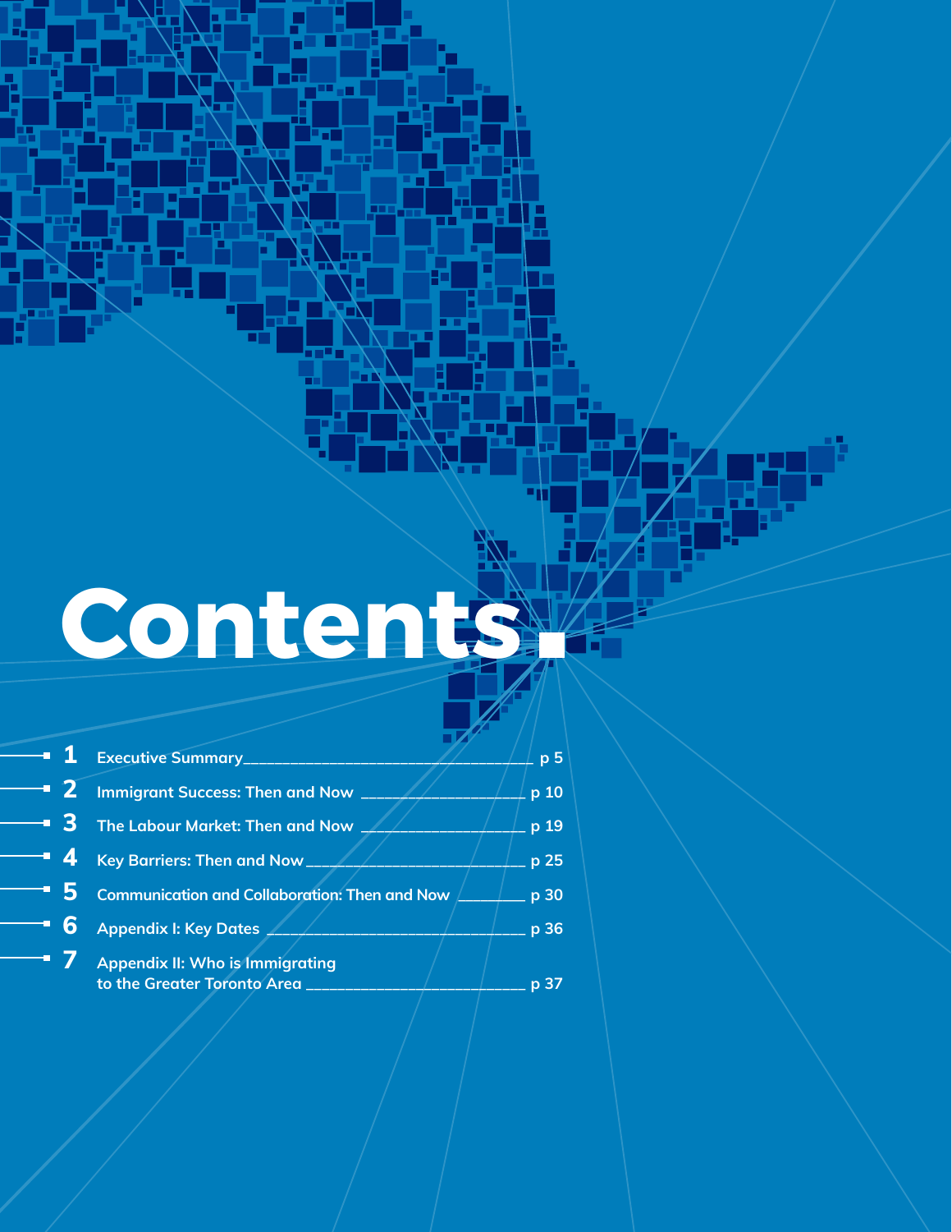# Contents.

1. Executive Summary ........ p 5
2. Immigrant Success: Then and Now ........ p 10
3. The Labour Market: Then and Now ........ p 19
4. Key Barriers: Then and Now ........ p 25
5. Communication and Collaboration: Then and Now ........ p 30
6. Appendix I: Key Dates ........ p 36
7. Appendix II: Who is Immigrating to the Greater Toronto Area ........ p 37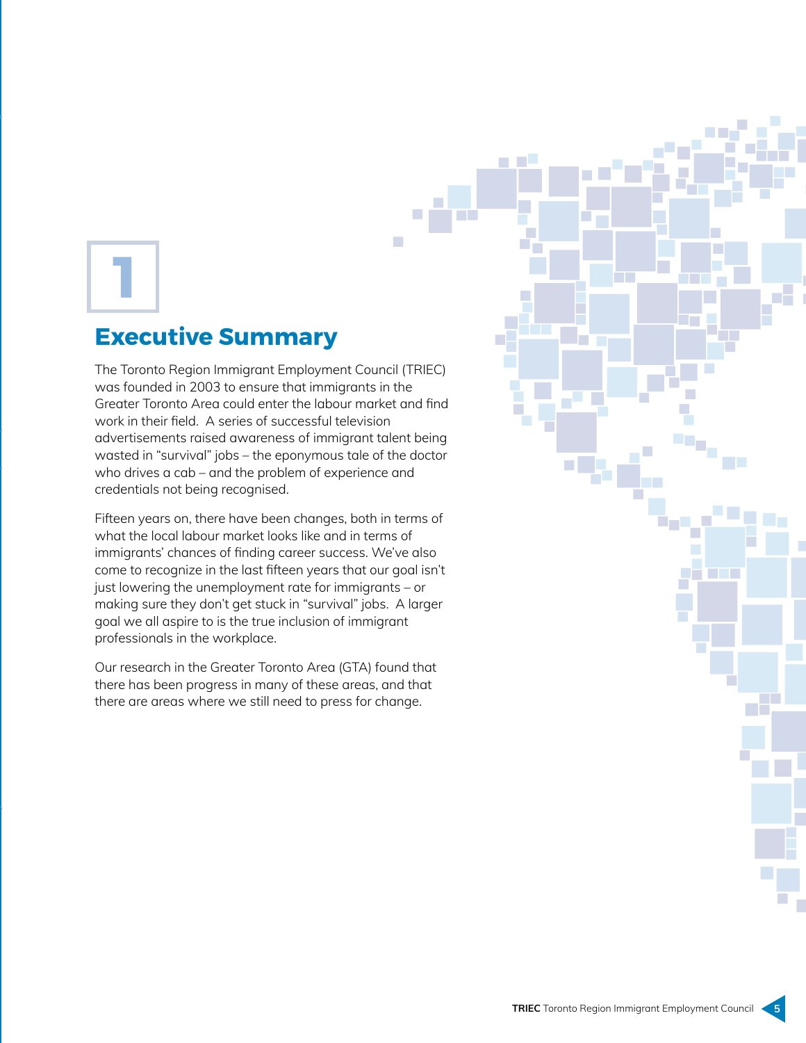# 1

## Executive Summary

The Toronto Region Immigrant Employment Council (TRIEC) was founded in 2003 to ensure that immigrants in the Greater Toronto Area could enter the labour market and find work in their field. A series of successful television advertisements raised awareness of immigrant talent being wasted in "survival" jobs – the eponymous tale of the doctor who drives a cab – and the problem of experience and credentials not being recognised.

Fifteen years on, there have been changes, both in terms of what the local labour market looks like and in terms of immigrants' chances of finding career success. We've also come to recognize in the last fifteen years that our goal isn't just lowering the unemployment rate for immigrants – or making sure they don't get stuck in "survival" jobs. A larger goal we all aspire to is the true inclusion of immigrant professionals in the workplace.

Our research in the Greater Toronto Area (GTA) found that there has been progress in many of these areas, and that there are areas where we still need to press for change.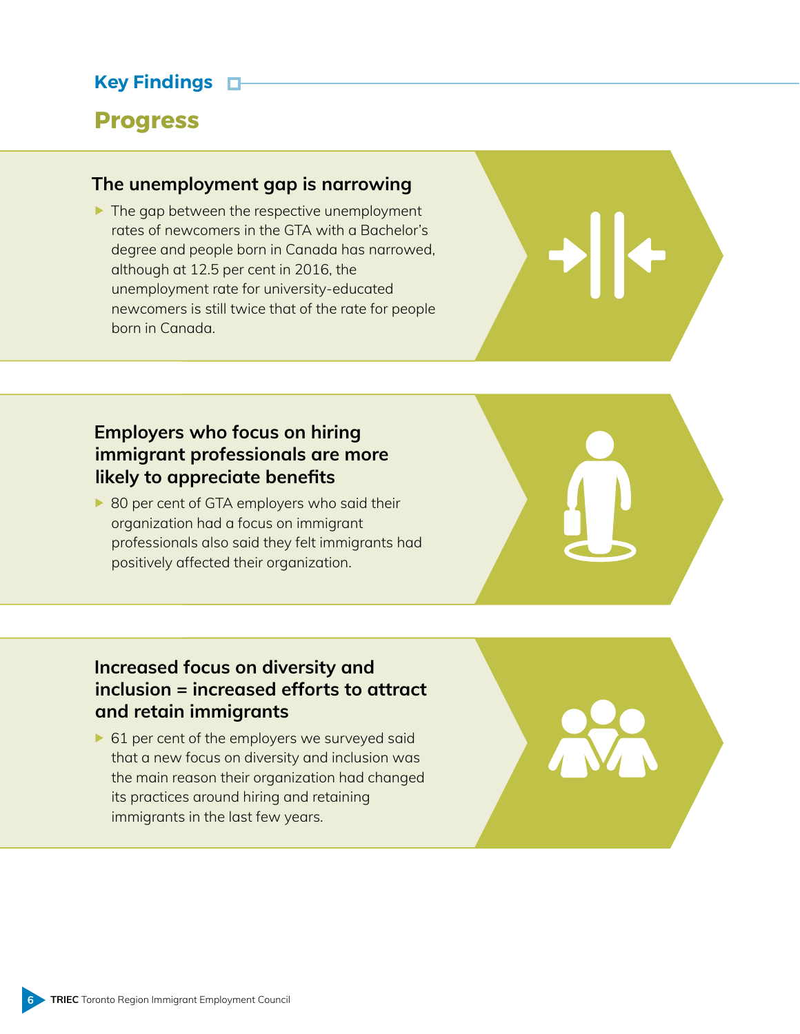## Key Findings

# Progress

### The unemployment gap is narrowing

- The gap between the respective unemployment rates of newcomers in the GTA with a Bachelor's degree and people born in Canada has narrowed, although at 12.5 per cent in 2016, the unemployment rate for university-educated newcomers is still twice that of the rate for people born in Canada.

### Employers who focus on hiring immigrant professionals are more likely to appreciate benefits

- 80 per cent of GTA employers who said their organization had a focus on immigrant professionals also said they felt immigrants had positively affected their organization.

### Increased focus on diversity and inclusion = increased efforts to attract and retain immigrants

- 61 per cent of the employers we surveyed said that a new focus on diversity and inclusion was the main reason their organization had changed its practices around hiring and retaining immigrants in the last few years.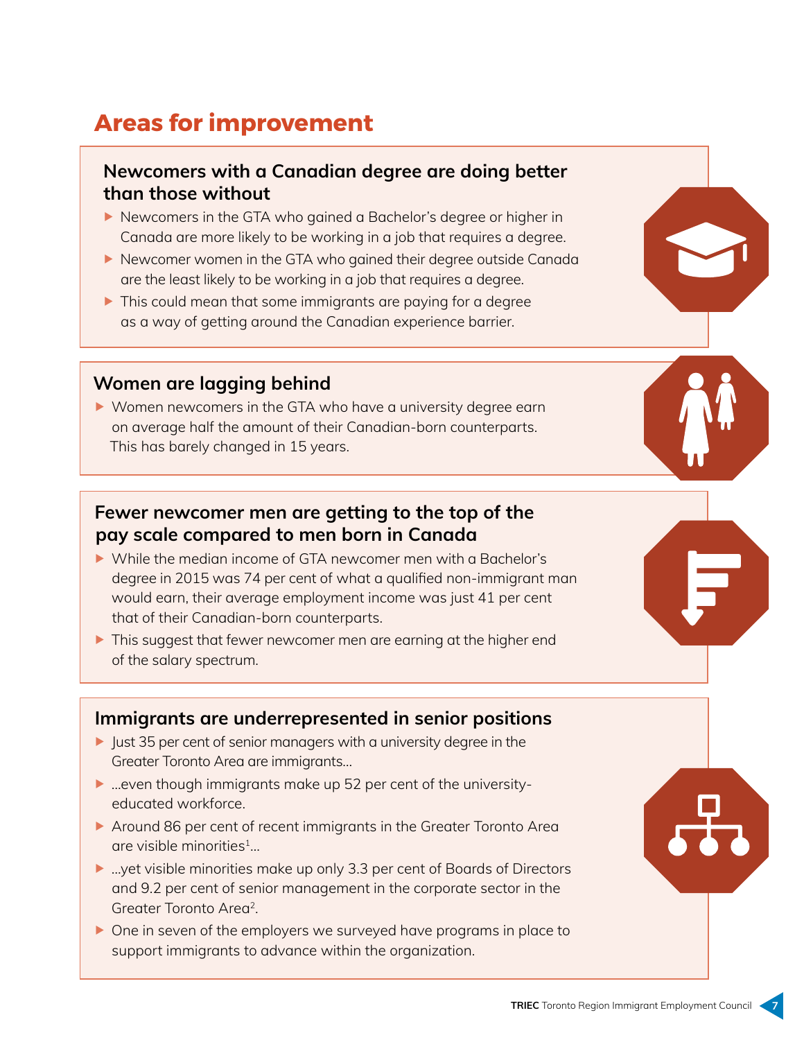# Areas for improvement

### Newcomers with a Canadian degree are doing better than those without

- Newcomers in the GTA who gained a Bachelor's degree or higher in Canada are more likely to be working in a job that requires a degree.
- Newcomer women in the GTA who gained their degree outside Canada are the least likely to be working in a job that requires a degree.
- This could mean that some immigrants are paying for a degree as a way of getting around the Canadian experience barrier.

### Women are lagging behind

- Women newcomers in the GTA who have a university degree earn on average half the amount of their Canadian-born counterparts. This has barely changed in 15 years.

### Fewer newcomer men are getting to the top of the pay scale compared to men born in Canada

- While the median income of GTA newcomer men with a Bachelor's degree in 2015 was 74 per cent of what a qualified non-immigrant man would earn, their average employment income was just 41 per cent that of their Canadian-born counterparts.
- This suggest that fewer newcomer men are earning at the higher end of the salary spectrum.

### Immigrants are underrepresented in senior positions

- Just 35 per cent of senior managers with a university degree in the Greater Toronto Area are immigrants...
- ...even though immigrants make up 52 per cent of the university-educated workforce.
- Around 86 per cent of recent immigrants in the Greater Toronto Area are visible minorities[1]...
- ...yet visible minorities make up only 3.3 per cent of Boards of Directors and 9.2 per cent of senior management in the corporate sector in the Greater Toronto Area[2].
- One in seven of the employers we surveyed have programs in place to support immigrants to advance within the organization.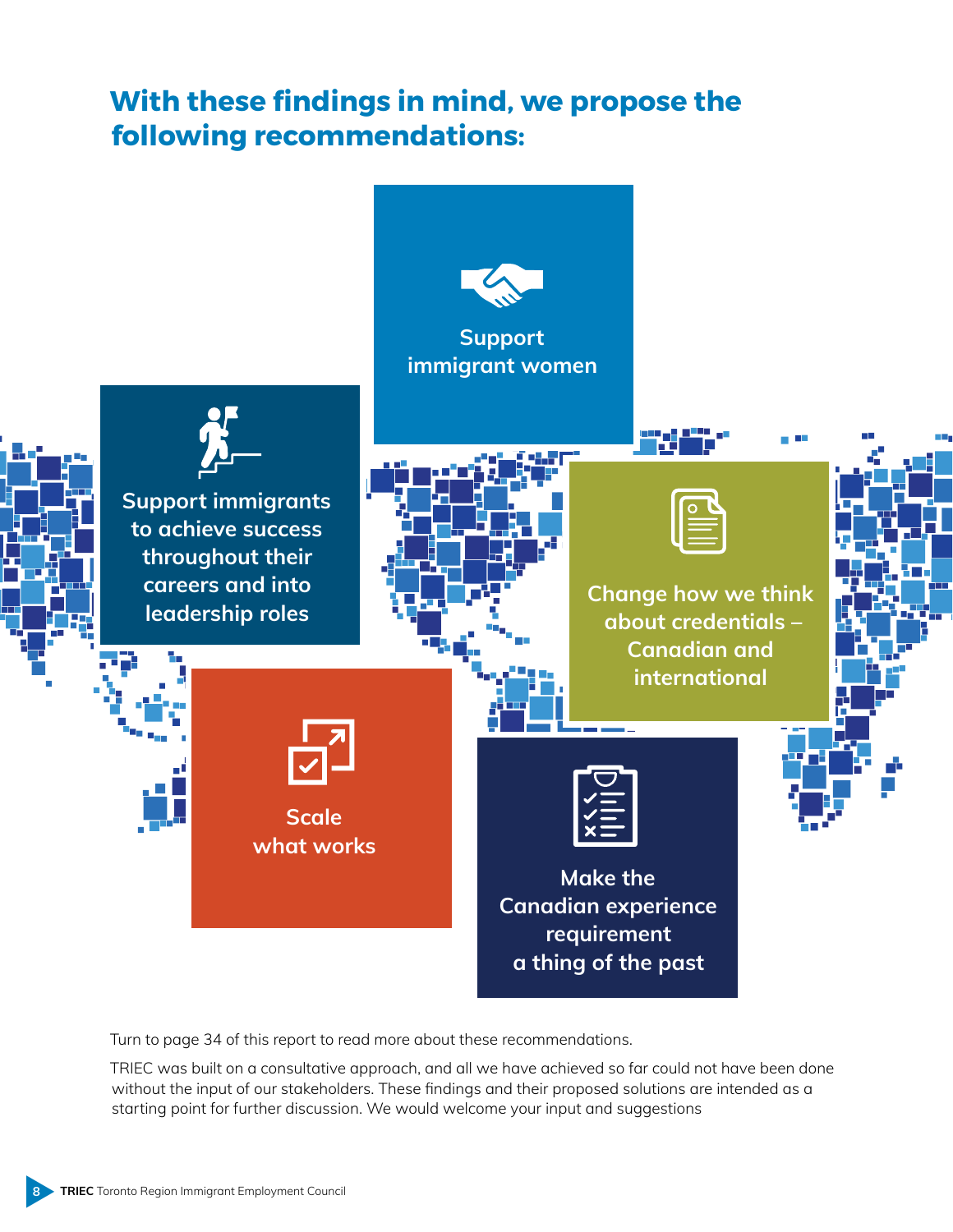## With these findings in mind, we propose the following recommendations:

- Support immigrant women
- Support immigrants to achieve success throughout their careers and into leadership roles
- Change how we think about credentials – Canadian and international
- Scale what works
- Make the Canadian experience requirement a thing of the past

Turn to page 34 of this report to read more about these recommendations.

TRIEC was built on a consultative approach, and all we have achieved so far could not have been done without the input of our stakeholders. These findings and their proposed solutions are intended as a starting point for further discussion. We would welcome your input and suggestions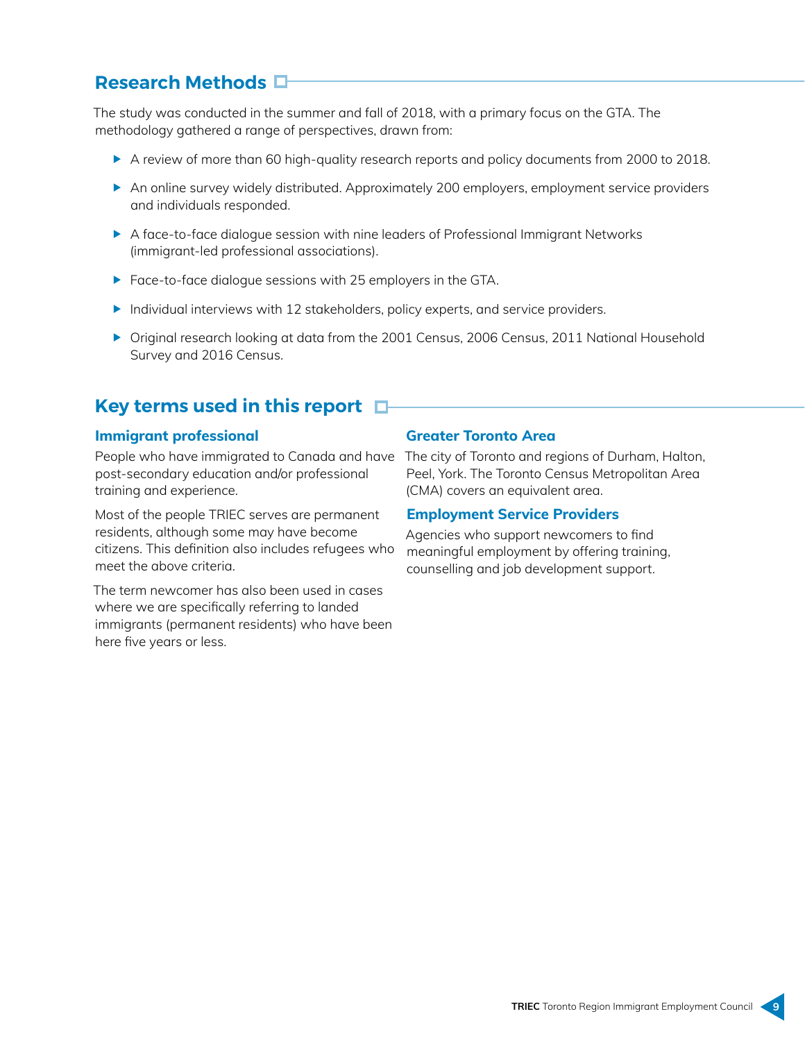## Research Methods

The study was conducted in the summer and fall of 2018, with a primary focus on the GTA. The methodology gathered a range of perspectives, drawn from:

- A review of more than 60 high-quality research reports and policy documents from 2000 to 2018.
- An online survey widely distributed. Approximately 200 employers, employment service providers and individuals responded.
- A face-to-face dialogue session with nine leaders of Professional Immigrant Networks (immigrant-led professional associations).
- Face-to-face dialogue sessions with 25 employers in the GTA.
- Individual interviews with 12 stakeholders, policy experts, and service providers.
- Original research looking at data from the 2001 Census, 2006 Census, 2011 National Household Survey and 2016 Census.

## Key terms used in this report

### Immigrant professional

People who have immigrated to Canada and have post-secondary education and/or professional training and experience.

Most of the people TRIEC serves are permanent residents, although some may have become citizens. This definition also includes refugees who meet the above criteria.

The term newcomer has also been used in cases where we are specifically referring to landed immigrants (permanent residents) who have been here five years or less.

### Greater Toronto Area

The city of Toronto and regions of Durham, Halton, Peel, York. The Toronto Census Metropolitan Area (CMA) covers an equivalent area.

### Employment Service Providers

Agencies who support newcomers to find meaningful employment by offering training, counselling and job development support.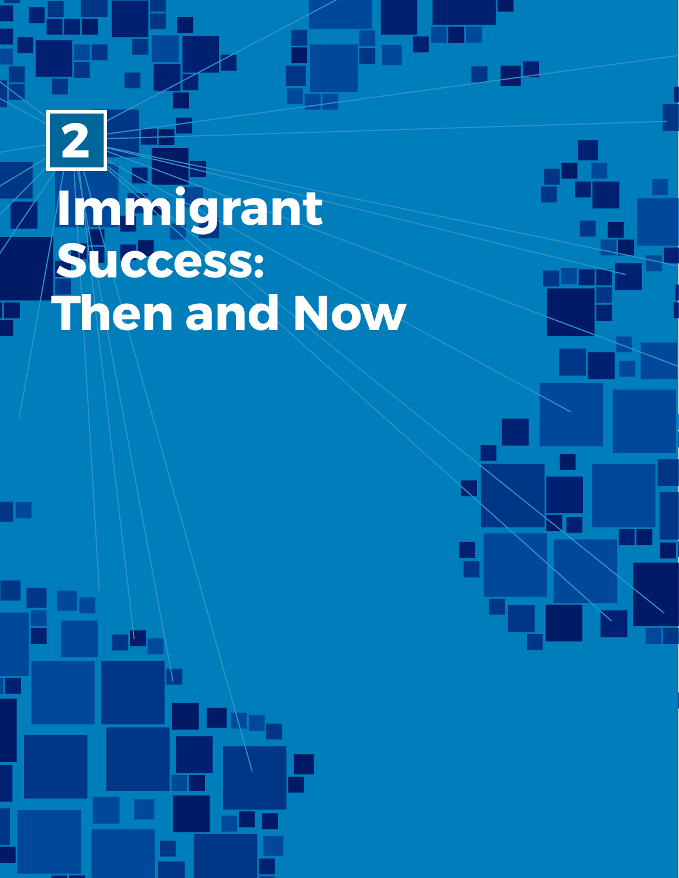# 2

# Immigrant Success: Then and Now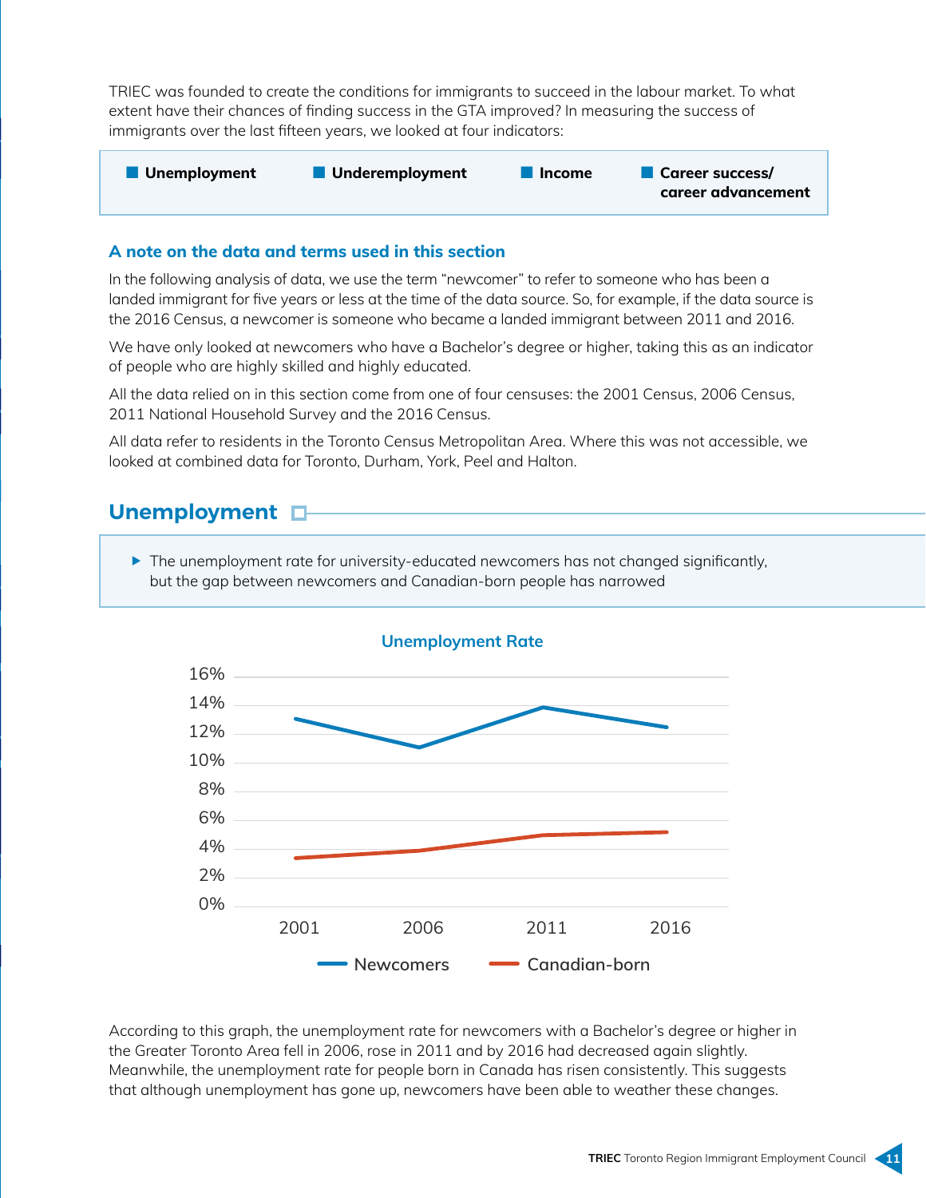TRIEC was founded to create the conditions for immigrants to succeed in the labour market. To what extent have their chances of finding success in the GTA improved? In measuring the success of immigrants over the last fifteen years, we looked at four indicators:

- **Unemployment**
- **Underemployment**
- **Income**
- **Career success/ career advancement**

### A note on the data and terms used in this section

In the following analysis of data, we use the term "newcomer" to refer to someone who has been a landed immigrant for five years or less at the time of the data source. So, for example, if the data source is the 2016 Census, a newcomer is someone who became a landed immigrant between 2011 and 2016.

We have only looked at newcomers who have a Bachelor's degree or higher, taking this as an indicator of people who are highly skilled and highly educated.

All the data relied on in this section come from one of four censuses: the 2001 Census, 2006 Census, 2011 National Household Survey and the 2016 Census.

All data refer to residents in the Toronto Census Metropolitan Area. Where this was not accessible, we looked at combined data for Toronto, Durham, York, Peel and Halton.

## Unemployment

- The unemployment rate for university-educated newcomers has not changed significantly, but the gap between newcomers and Canadian-born people has narrowed

**Unemployment Rate**

| Year | Newcomers | Canadian-born |
|---|---|---|
| 2001 | ~13% | ~3.4% |
| 2006 | ~11% | ~3.9% |
| 2011 | ~13.9% | ~5% |
| 2016 | ~12.5% | ~5.2% |

According to this graph, the unemployment rate for newcomers with a Bachelor's degree or higher in the Greater Toronto Area fell in 2006, rose in 2011 and by 2016 had decreased again slightly. Meanwhile, the unemployment rate for people born in Canada has risen consistently. This suggests that although unemployment has gone up, newcomers have been able to weather these changes.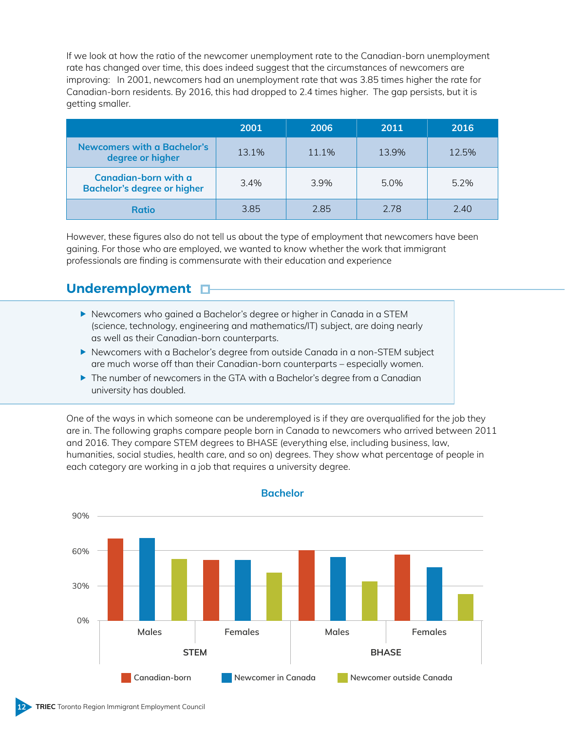If we look at how the ratio of the newcomer unemployment rate to the Canadian-born unemployment rate has changed over time, this does indeed suggest that the circumstances of newcomers are improving:  In 2001, newcomers had an unemployment rate that was 3.85 times higher the rate for Canadian-born residents. By 2016, this had dropped to 2.4 times higher.  The gap persists, but it is getting smaller.

| | 2001 | 2006 | 2011 | 2016 |
|---|---|---|---|---|
| Newcomers with a Bachelor's degree or higher | 13.1% | 11.1% | 13.9% | 12.5% |
| Canadian-born with a Bachelor's degree or higher | 3.4% | 3.9% | 5.0% | 5.2% |
| Ratio | 3.85 | 2.85 | 2.78 | 2.40 |

However, these figures also do not tell us about the type of employment that newcomers have been gaining. For those who are employed, we wanted to know whether the work that immigrant professionals are finding is commensurate with their education and experience

## Underemployment

- Newcomers who gained a Bachelor's degree or higher in Canada in a STEM (science, technology, engineering and mathematics/IT) subject, are doing nearly as well as their Canadian-born counterparts.
- Newcomers with a Bachelor's degree from outside Canada in a non-STEM subject are much worse off than their Canadian-born counterparts – especially women.
- The number of newcomers in the GTA with a Bachelor's degree from a Canadian university has doubled.

One of the ways in which someone can be underemployed is if they are overqualified for the job they are in. The following graphs compare people born in Canada to newcomers who arrived between 2011 and 2016. They compare STEM degrees to BHASE (everything else, including business, law, humanities, social studies, health care, and so on) degrees. They show what percentage of people in each category are working in a job that requires a university degree.

**Bachelor**

Chart legend: Canadian-born, Newcomer in Canada, Newcomer outside Canada. Categories: STEM (Males, Females), BHASE (Males, Females). Y-axis: 0%, 30%, 60%, 90%.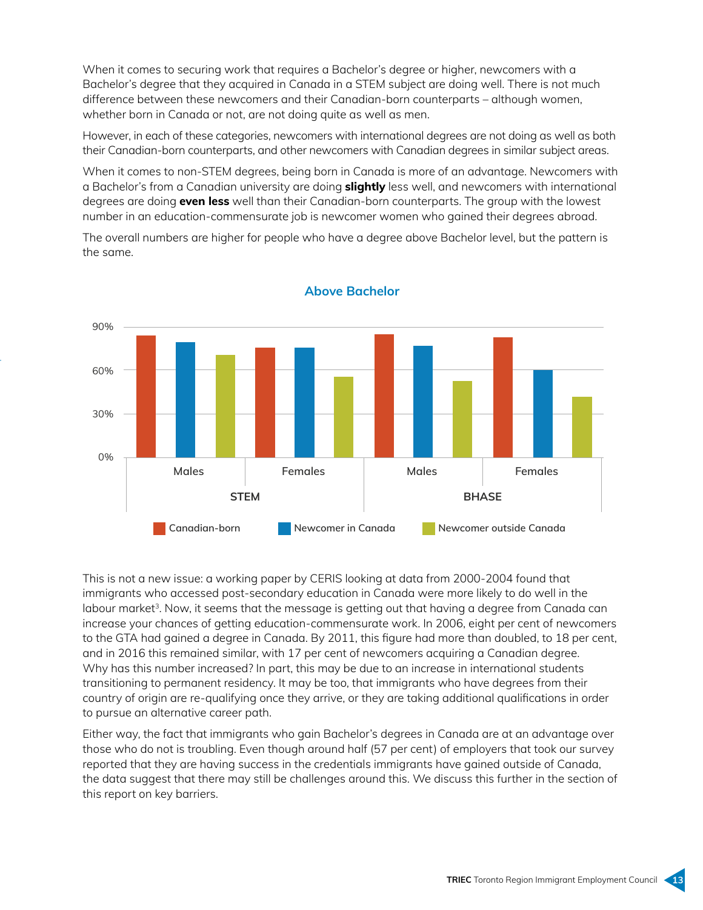When it comes to securing work that requires a Bachelor's degree or higher, newcomers with a Bachelor's degree that they acquired in Canada in a STEM subject are doing well. There is not much difference between these newcomers and their Canadian-born counterparts – although women, whether born in Canada or not, are not doing quite as well as men.

However, in each of these categories, newcomers with international degrees are not doing as well as both their Canadian-born counterparts, and other newcomers with Canadian degrees in similar subject areas.

When it comes to non-STEM degrees, being born in Canada is more of an advantage. Newcomers with a Bachelor's from a Canadian university are doing **slightly** less well, and newcomers with international degrees are doing **even less** well than their Canadian-born counterparts. The group with the lowest number in an education-commensurate job is newcomer women who gained their degrees abroad.

The overall numbers are higher for people who have a degree above Bachelor level, but the pattern is the same.

**Above Bachelor**

90%
60%
30%
0%

Males | Females | Males | Females

STEM | BHASE

Canadian-born | Newcomer in Canada | Newcomer outside Canada

This is not a new issue: a working paper by CERIS looking at data from 2000-2004 found that immigrants who accessed post-secondary education in Canada were more likely to do well in the labour market[3]. Now, it seems that the message is getting out that having a degree from Canada can increase your chances of getting education-commensurate work. In 2006, eight per cent of newcomers to the GTA had gained a degree in Canada. By 2011, this figure had more than doubled, to 18 per cent, and in 2016 this remained similar, with 17 per cent of newcomers acquiring a Canadian degree. Why has this number increased? In part, this may be due to an increase in international students transitioning to permanent residency. It may be too, that immigrants who have degrees from their country of origin are re-qualifying once they arrive, or they are taking additional qualifications in order to pursue an alternative career path.

Either way, the fact that immigrants who gain Bachelor's degrees in Canada are at an advantage over those who do not is troubling. Even though around half (57 per cent) of employers that took our survey reported that they are having success in the credentials immigrants have gained outside of Canada, the data suggest that there may still be challenges around this. We discuss this further in the section of this report on key barriers.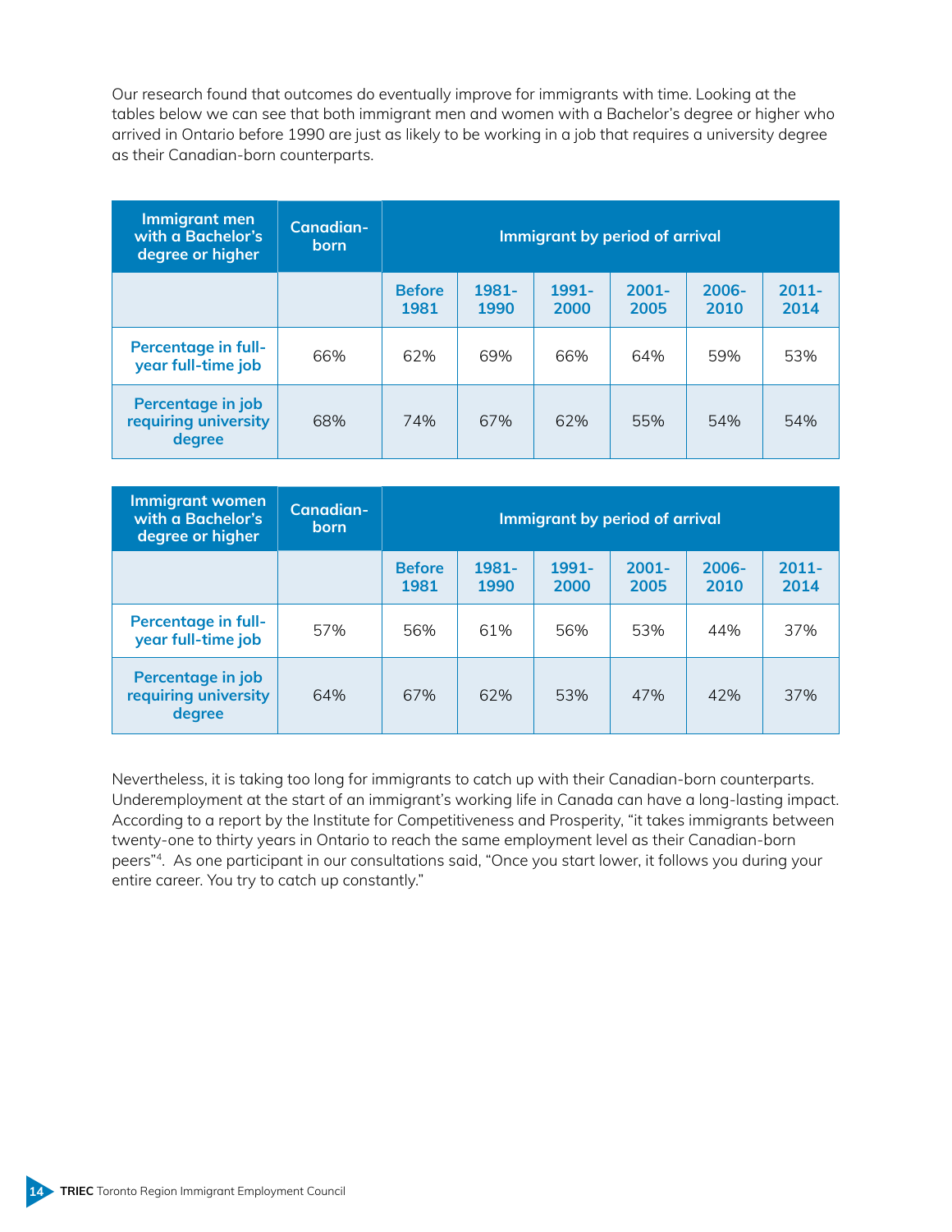Our research found that outcomes do eventually improve for immigrants with time. Looking at the tables below we can see that both immigrant men and women with a Bachelor's degree or higher who arrived in Ontario before 1990 are just as likely to be working in a job that requires a university degree as their Canadian-born counterparts.

| Immigrant men with a Bachelor's degree or higher | Canadian-born | Immigrant by period of arrival | | | | | |
|---|---|---|---|---|---|---|---|
| | | Before 1981 | 1981-1990 | 1991-2000 | 2001-2005 | 2006-2010 | 2011-2014 |
| Percentage in full-year full-time job | 66% | 62% | 69% | 66% | 64% | 59% | 53% |
| Percentage in job requiring university degree | 68% | 74% | 67% | 62% | 55% | 54% | 54% |

| Immigrant women with a Bachelor's degree or higher | Canadian-born | Immigrant by period of arrival | | | | | |
|---|---|---|---|---|---|---|---|
| | | Before 1981 | 1981-1990 | 1991-2000 | 2001-2005 | 2006-2010 | 2011-2014 |
| Percentage in full-year full-time job | 57% | 56% | 61% | 56% | 53% | 44% | 37% |
| Percentage in job requiring university degree | 64% | 67% | 62% | 53% | 47% | 42% | 37% |

Nevertheless, it is taking too long for immigrants to catch up with their Canadian-born counterparts. Underemployment at the start of an immigrant's working life in Canada can have a long-lasting impact. According to a report by the Institute for Competitiveness and Prosperity, "it takes immigrants between twenty-one to thirty years in Ontario to reach the same employment level as their Canadian-born peers"[4]. As one participant in our consultations said, "Once you start lower, it follows you during your entire career. You try to catch up constantly."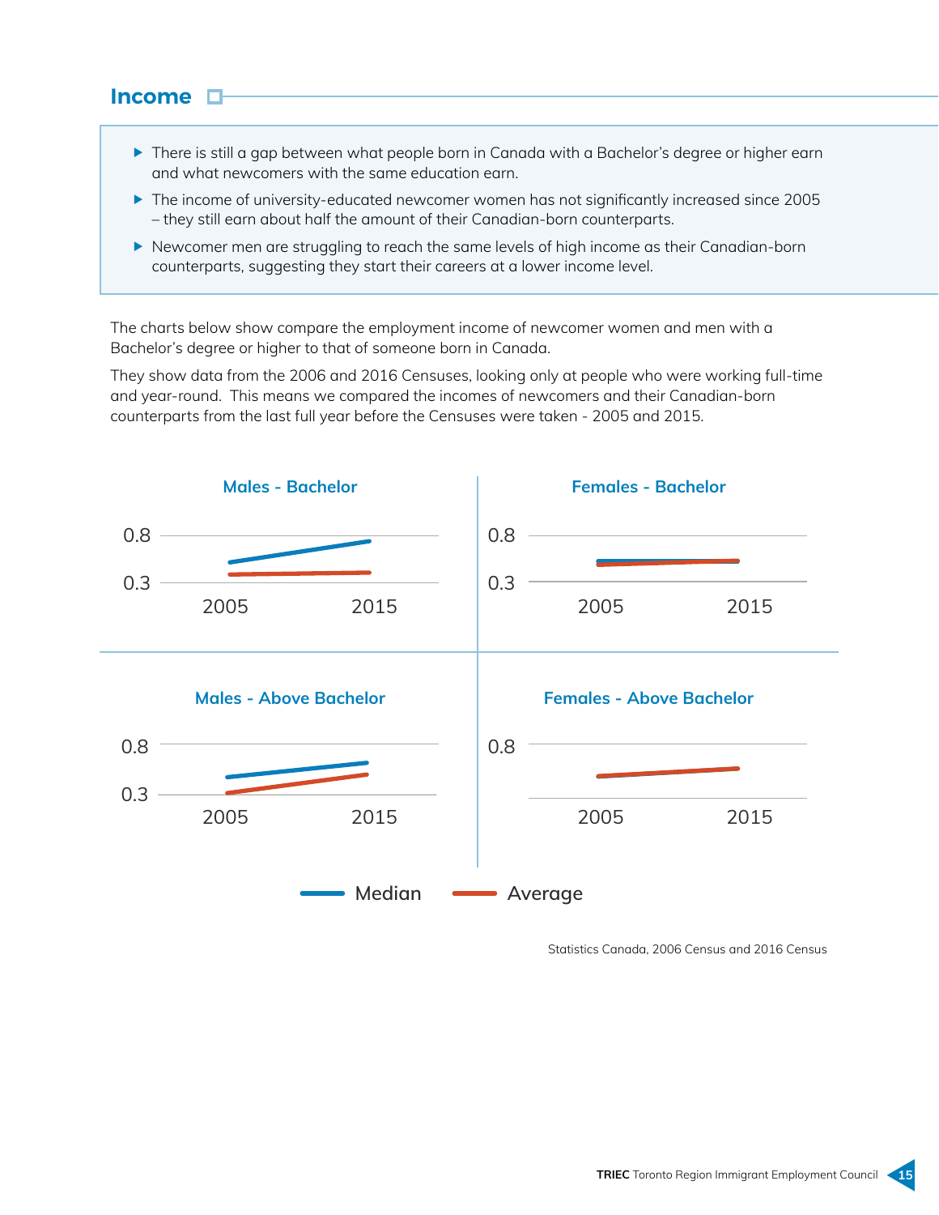## Income

- There is still a gap between what people born in Canada with a Bachelor's degree or higher earn and what newcomers with the same education earn.
- The income of university-educated newcomer women has not significantly increased since 2005 – they still earn about half the amount of their Canadian-born counterparts.
- Newcomer men are struggling to reach the same levels of high income as their Canadian-born counterparts, suggesting they start their careers at a lower income level.

The charts below show compare the employment income of newcomer women and men with a Bachelor's degree or higher to that of someone born in Canada.

They show data from the 2006 and 2016 Censuses, looking only at people who were working full-time and year-round. This means we compared the incomes of newcomers and their Canadian-born counterparts from the last full year before the Censuses were taken - 2005 and 2015.

**Males - Bachelor**

**Females - Bachelor**

**Males - Above Bachelor**

**Females - Above Bachelor**

Median — Average

Statistics Canada, 2006 Census and 2016 Census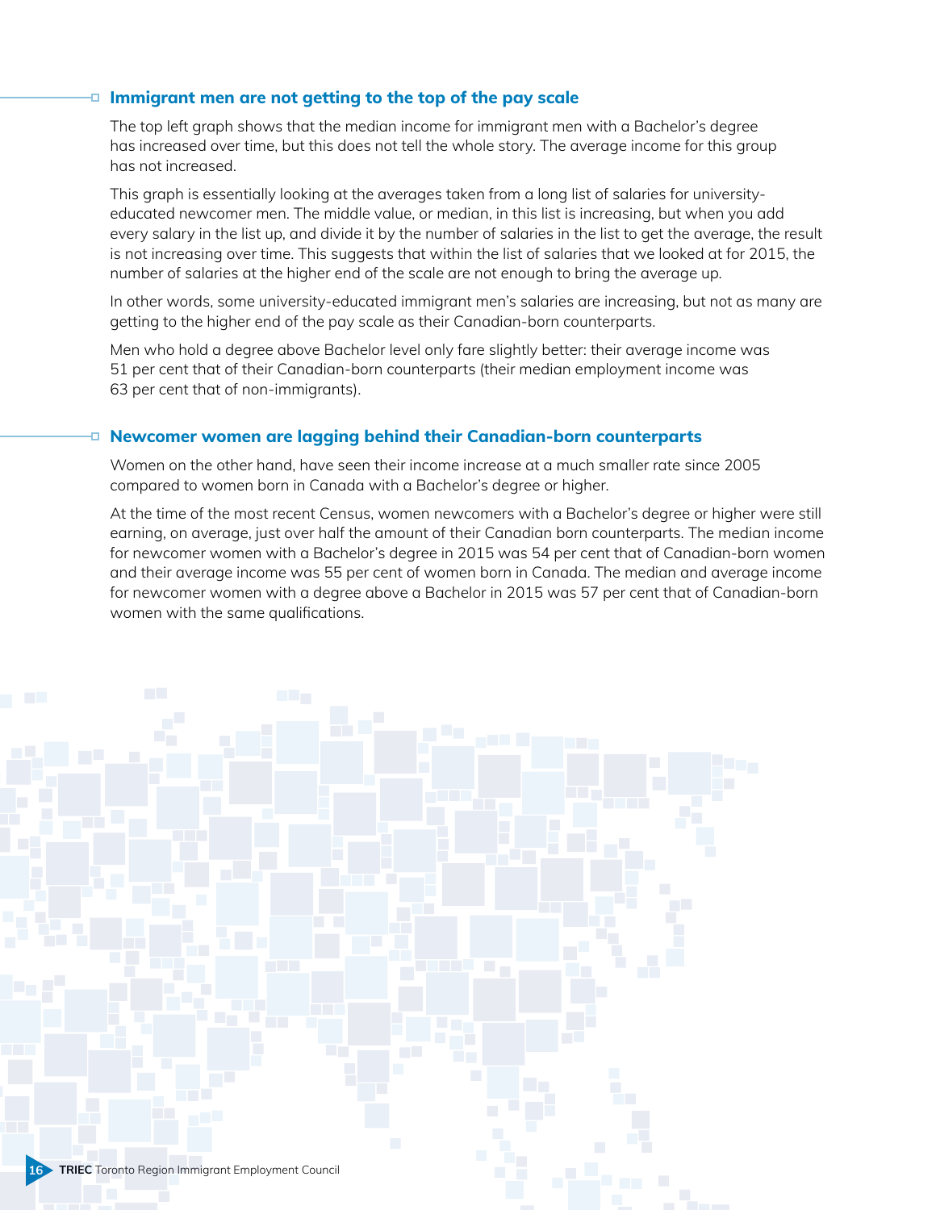### Immigrant men are not getting to the top of the pay scale

The top left graph shows that the median income for immigrant men with a Bachelor's degree has increased over time, but this does not tell the whole story. The average income for this group has not increased.

This graph is essentially looking at the averages taken from a long list of salaries for university-educated newcomer men. The middle value, or median, in this list is increasing, but when you add every salary in the list up, and divide it by the number of salaries in the list to get the average, the result is not increasing over time. This suggests that within the list of salaries that we looked at for 2015, the number of salaries at the higher end of the scale are not enough to bring the average up.

In other words, some university-educated immigrant men's salaries are increasing, but not as many are getting to the higher end of the pay scale as their Canadian-born counterparts.

Men who hold a degree above Bachelor level only fare slightly better: their average income was 51 per cent that of their Canadian-born counterparts (their median employment income was 63 per cent that of non-immigrants).

### Newcomer women are lagging behind their Canadian-born counterparts

Women on the other hand, have seen their income increase at a much smaller rate since 2005 compared to women born in Canada with a Bachelor's degree or higher.

At the time of the most recent Census, women newcomers with a Bachelor's degree or higher were still earning, on average, just over half the amount of their Canadian born counterparts. The median income for newcomer women with a Bachelor's degree in 2015 was 54 per cent that of Canadian-born women and their average income was 55 per cent of women born in Canada. The median and average income for newcomer women with a degree above a Bachelor in 2015 was 57 per cent that of Canadian-born women with the same qualifications.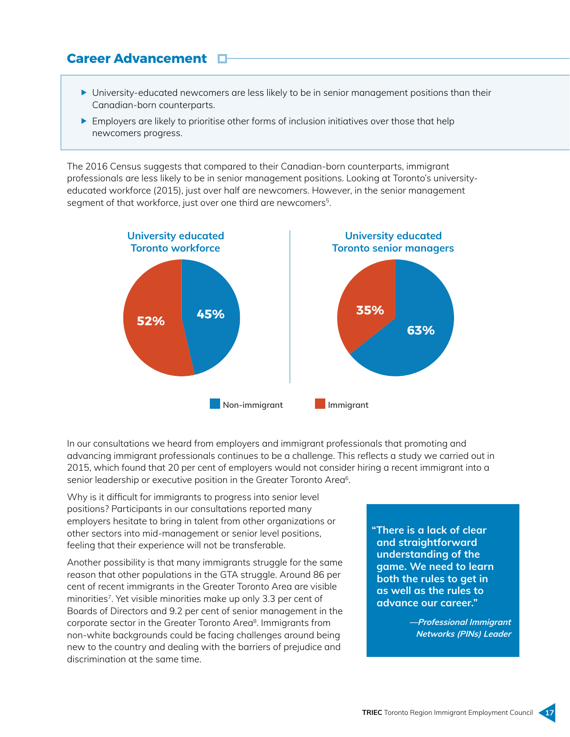## Career Advancement

- University-educated newcomers are less likely to be in senior management positions than their Canadian-born counterparts.
- Employers are likely to prioritise other forms of inclusion initiatives over those that help newcomers progress.

The 2016 Census suggests that compared to their Canadian-born counterparts, immigrant professionals are less likely to be in senior management positions. Looking at Toronto's university-educated workforce (2015), just over half are newcomers. However, in the senior management segment of that workforce, just over one third are newcomers[5].

**University educated Toronto workforce**

| | % |
|---|---|
| Non-immigrant | 45% |
| Immigrant | 52% |

**University educated Toronto senior managers**

| | % |
|---|---|
| Non-immigrant | 63% |
| Immigrant | 35% |

In our consultations we heard from employers and immigrant professionals that promoting and advancing immigrant professionals continues to be a challenge. This reflects a study we carried out in 2015, which found that 20 per cent of employers would not consider hiring a recent immigrant into a senior leadership or executive position in the Greater Toronto Area[6].

Why is it difficult for immigrants to progress into senior level positions? Participants in our consultations reported many employers hesitate to bring in talent from other organizations or other sectors into mid-management or senior level positions, feeling that their experience will not be transferable.

Another possibility is that many immigrants struggle for the same reason that other populations in the GTA struggle. Around 86 per cent of recent immigrants in the Greater Toronto Area are visible minorities[7]. Yet visible minorities make up only 3.3 per cent of Boards of Directors and 9.2 per cent of senior management in the corporate sector in the Greater Toronto Area[8]. Immigrants from non-white backgrounds could be facing challenges around being new to the country and dealing with the barriers of prejudice and discrimination at the same time.

> **"There is a lack of clear and straightforward understanding of the game. We need to learn both the rules to get in as well as the rules to advance our career."**
>
> ***—Professional Immigrant Networks (PINs) Leader***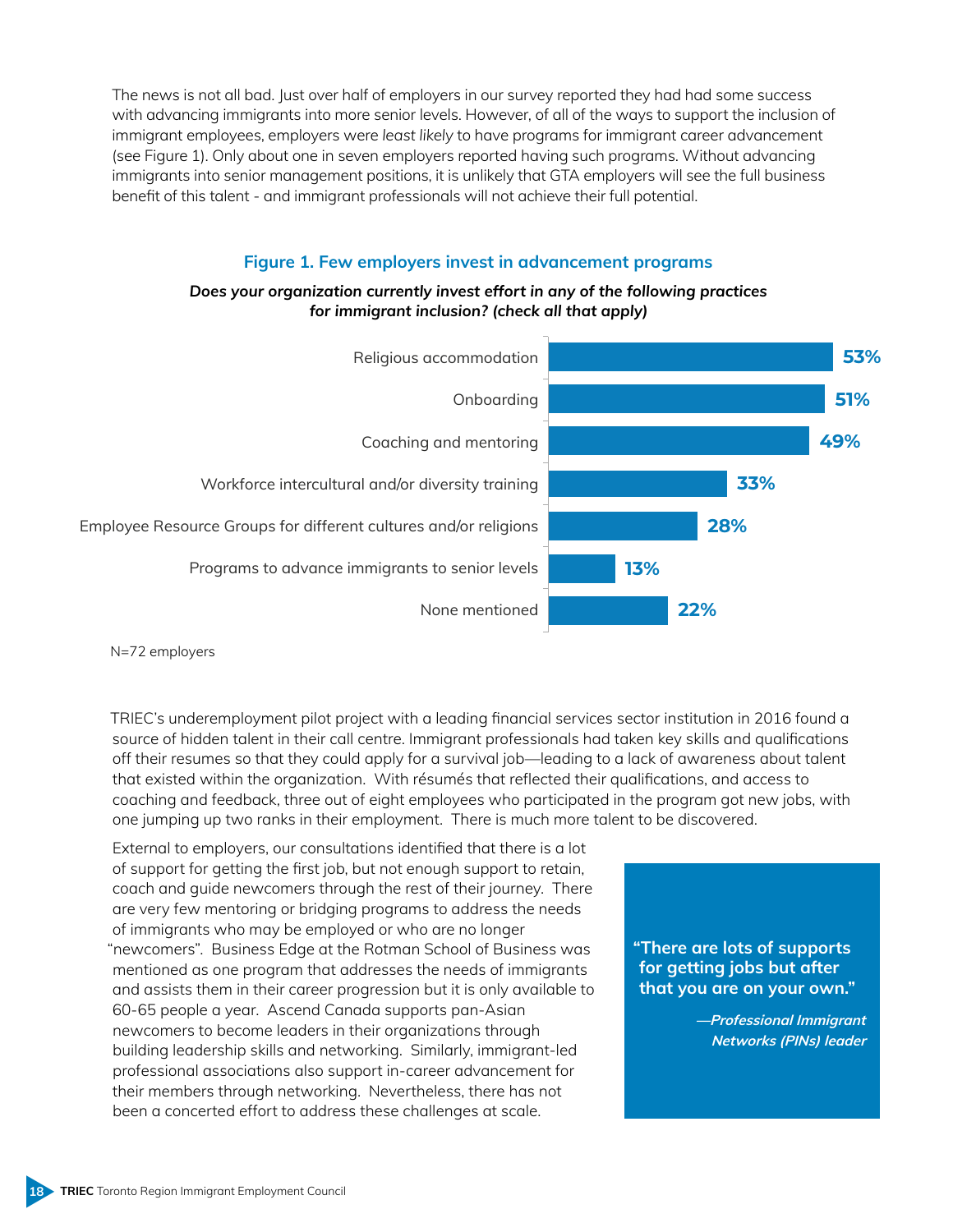The news is not all bad. Just over half of employers in our survey reported they had had some success with advancing immigrants into more senior levels. However, of all of the ways to support the inclusion of immigrant employees, employers were *least likely* to have programs for immigrant career advancement (see Figure 1). Only about one in seven employers reported having such programs. Without advancing immigrants into senior management positions, it is unlikely that GTA employers will see the full business benefit of this talent - and immigrant professionals will not achieve their full potential.

**Figure 1. Few employers invest in advancement programs**

***Does your organization currently invest effort in any of the following practices for immigrant inclusion? (check all that apply)***

| Practice | % |
|---|---|
| Religious accommodation | 53% |
| Onboarding | 51% |
| Coaching and mentoring | 49% |
| Workforce intercultural and/or diversity training | 33% |
| Employee Resource Groups for different cultures and/or religions | 28% |
| Programs to advance immigrants to senior levels | 13% |
| None mentioned | 22% |

N=72 employers

TRIEC's underemployment pilot project with a leading financial services sector institution in 2016 found a source of hidden talent in their call centre. Immigrant professionals had taken key skills and qualifications off their resumes so that they could apply for a survival job—leading to a lack of awareness about talent that existed within the organization. With résumés that reflected their qualifications, and access to coaching and feedback, three out of eight employees who participated in the program got new jobs, with one jumping up two ranks in their employment. There is much more talent to be discovered.

External to employers, our consultations identified that there is a lot of support for getting the first job, but not enough support to retain, coach and guide newcomers through the rest of their journey. There are very few mentoring or bridging programs to address the needs of immigrants who may be employed or who are no longer "newcomers". Business Edge at the Rotman School of Business was mentioned as one program that addresses the needs of immigrants and assists them in their career progression but it is only available to 60-65 people a year. Ascend Canada supports pan-Asian newcomers to become leaders in their organizations through building leadership skills and networking. Similarly, immigrant-led professional associations also support in-career advancement for their members through networking. Nevertheless, there has not been a concerted effort to address these challenges at scale.

> **"There are lots of supports for getting jobs but after that you are on your own."**
>
> ***—Professional Immigrant Networks (PINs) leader***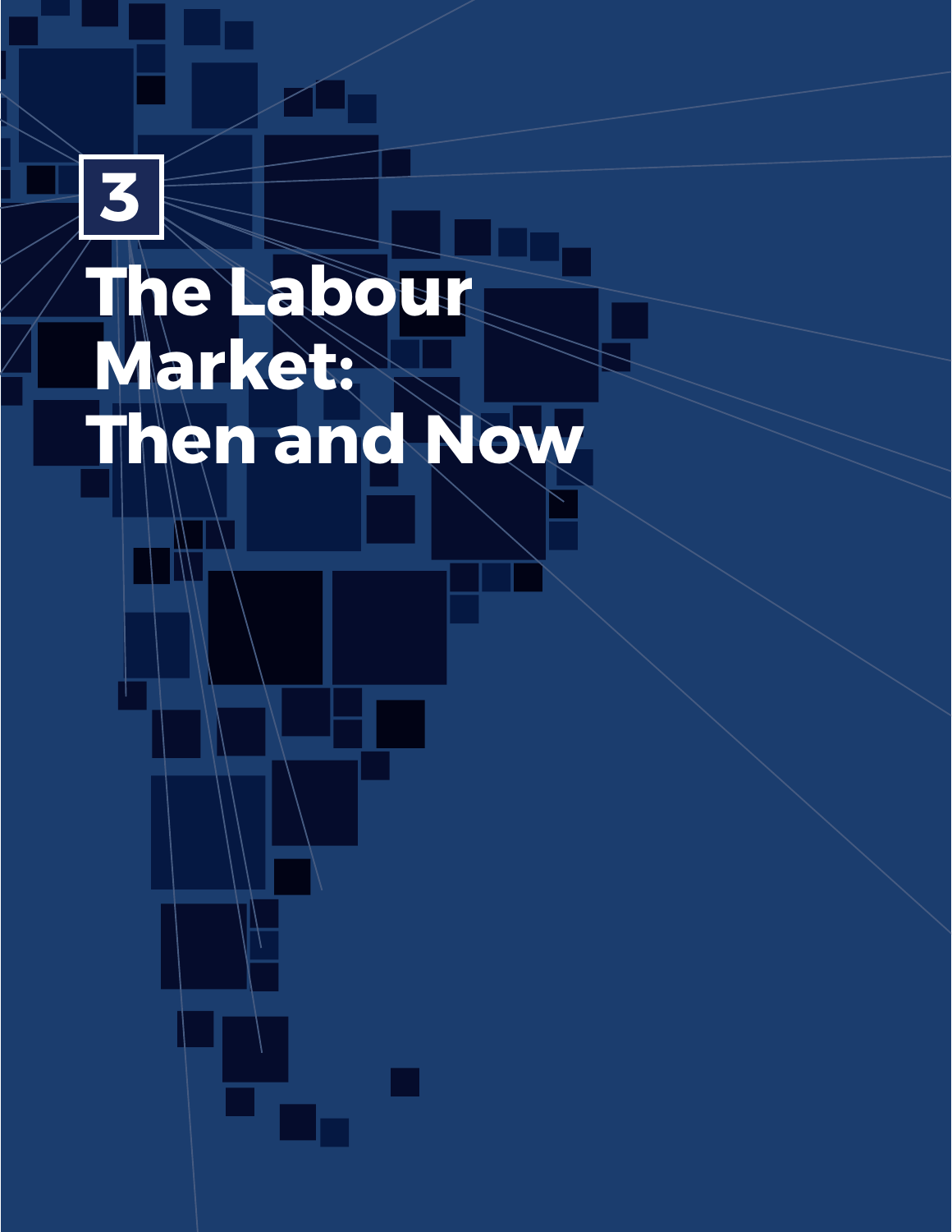# 3

# The Labour Market: Then and Now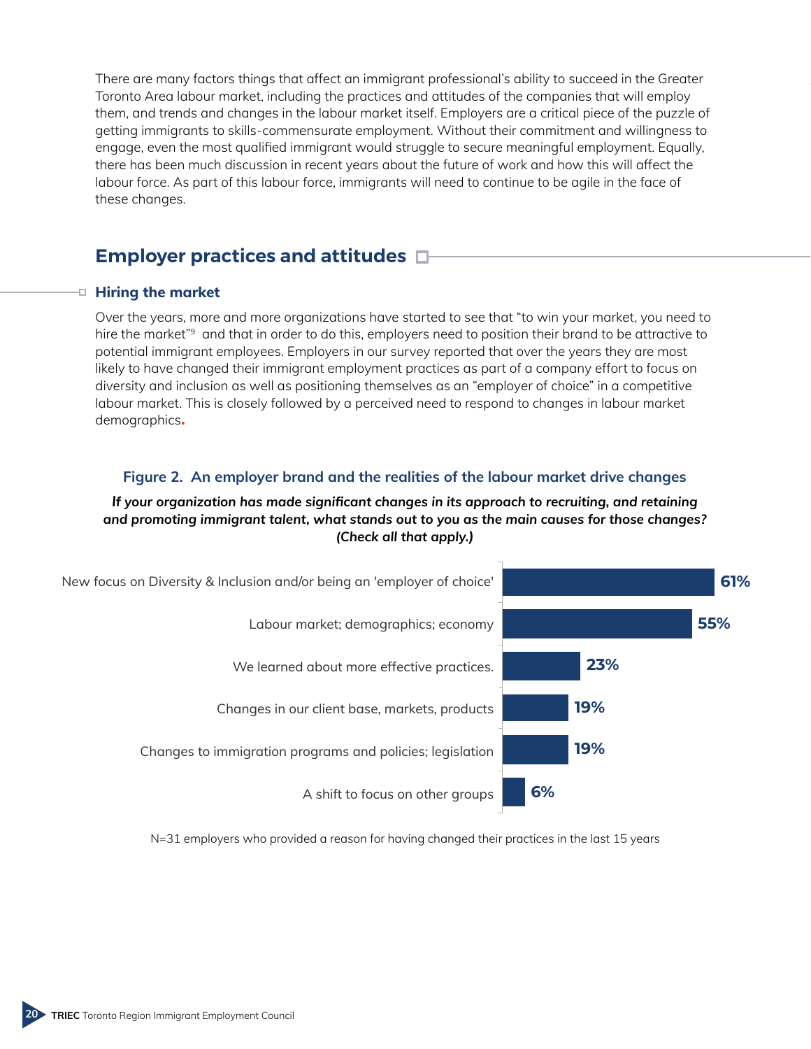There are many factors things that affect an immigrant professional's ability to succeed in the Greater Toronto Area labour market, including the practices and attitudes of the companies that will employ them, and trends and changes in the labour market itself. Employers are a critical piece of the puzzle of getting immigrants to skills-commensurate employment. Without their commitment and willingness to engage, even the most qualified immigrant would struggle to secure meaningful employment. Equally, there has been much discussion in recent years about the future of work and how this will affect the labour force. As part of this labour force, immigrants will need to continue to be agile in the face of these changes.

## Employer practices and attitudes

### Hiring the market

Over the years, more and more organizations have started to see that "to win your market, you need to hire the market"[9] and that in order to do this, employers need to position their brand to be attractive to potential immigrant employees. Employers in our survey reported that over the years they are most likely to have changed their immigrant employment practices as part of a company effort to focus on diversity and inclusion as well as positioning themselves as an "employer of choice" in a competitive labour market. This is closely followed by a perceived need to respond to changes in labour market demographics.

**Figure 2. An employer brand and the realities of the labour market drive changes**

***If your organization has made significant changes in its approach to recruiting, and retaining and promoting immigrant talent, what stands out to you as the main causes for those changes? (Check all that apply.)***

| Cause | Percentage |
|---|---|
| New focus on Diversity & Inclusion and/or being an 'employer of choice' | 61% |
| Labour market; demographics; economy | 55% |
| We learned about more effective practices. | 23% |
| Changes in our client base, markets, products | 19% |
| Changes to immigration programs and policies; legislation | 19% |
| A shift to focus on other groups | 6% |

N=31 employers who provided a reason for having changed their practices in the last 15 years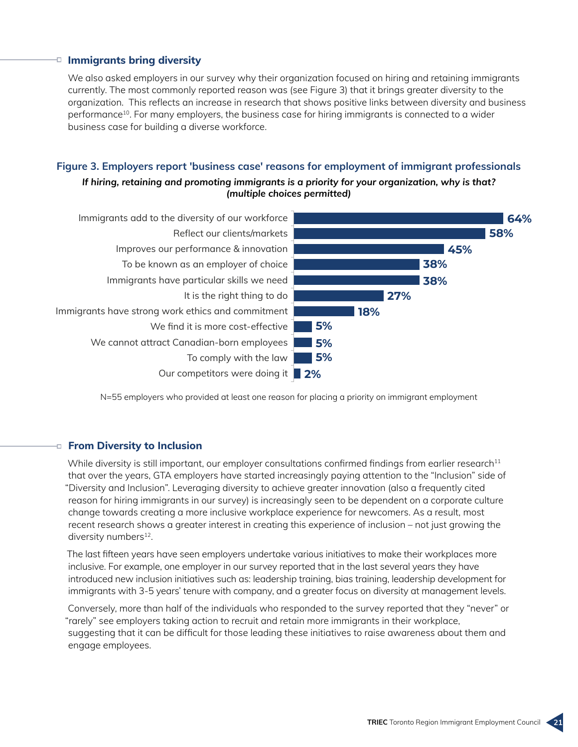### Immigrants bring diversity

We also asked employers in our survey why their organization focused on hiring and retaining immigrants currently. The most commonly reported reason was (see Figure 3) that it brings greater diversity to the organization. This reflects an increase in research that shows positive links between diversity and business performance[10]. For many employers, the business case for hiring immigrants is connected to a wider business case for building a diverse workforce.

**Figure 3. Employers report 'business case' reasons for employment of immigrant professionals**

***If hiring, retaining and promoting immigrants is a priority for your organization, why is that? (multiple choices permitted)***

| Reason | % |
|---|---|
| Immigrants add to the diversity of our workforce | 64% |
| Reflect our clients/markets | 58% |
| Improves our performance & innovation | 45% |
| To be known as an employer of choice | 38% |
| Immigrants have particular skills we need | 38% |
| It is the right thing to do | 27% |
| Immigrants have strong work ethics and commitment | 18% |
| We find it is more cost-effective | 5% |
| We cannot attract Canadian-born employees | 5% |
| To comply with the law | 5% |
| Our competitors were doing it | 2% |

N=55 employers who provided at least one reason for placing a priority on immigrant employment

### From Diversity to Inclusion

While diversity is still important, our employer consultations confirmed findings from earlier research[11] that over the years, GTA employers have started increasingly paying attention to the "Inclusion" side of "Diversity and Inclusion". Leveraging diversity to achieve greater innovation (also a frequently cited reason for hiring immigrants in our survey) is increasingly seen to be dependent on a corporate culture change towards creating a more inclusive workplace experience for newcomers. As a result, most recent research shows a greater interest in creating this experience of inclusion – not just growing the diversity numbers[12].

The last fifteen years have seen employers undertake various initiatives to make their workplaces more inclusive. For example, one employer in our survey reported that in the last several years they have introduced new inclusion initiatives such as: leadership training, bias training, leadership development for immigrants with 3-5 years' tenure with company, and a greater focus on diversity at management levels.

Conversely, more than half of the individuals who responded to the survey reported that they "never" or "rarely" see employers taking action to recruit and retain more immigrants in their workplace, suggesting that it can be difficult for those leading these initiatives to raise awareness about them and engage employees.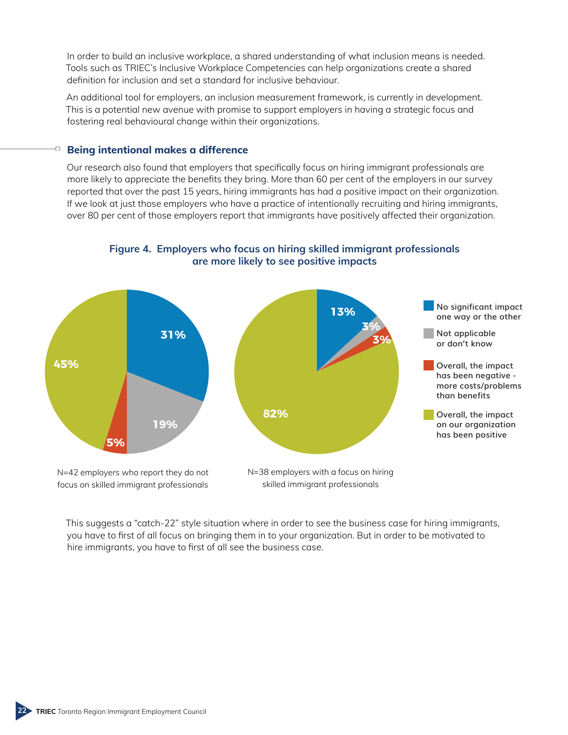In order to build an inclusive workplace, a shared understanding of what inclusion means is needed. Tools such as TRIEC's Inclusive Workplace Competencies can help organizations create a shared definition for inclusion and set a standard for inclusive behaviour.

An additional tool for employers, an inclusion measurement framework, is currently in development. This is a potential new avenue with promise to support employers in having a strategic focus and fostering real behavioural change within their organizations.

## Being intentional makes a difference

Our research also found that employers that specifically focus on hiring immigrant professionals are more likely to appreciate the benefits they bring. More than 60 per cent of the employers in our survey reported that over the past 15 years, hiring immigrants has had a positive impact on their organization. If we look at just those employers who have a practice of intentionally recruiting and hiring immigrants, over 80 per cent of those employers report that immigrants have positively affected their organization.

**Figure 4. Employers who focus on hiring skilled immigrant professionals are more likely to see positive impacts**

| Response | N=42 employers who report they do not focus on skilled immigrant professionals | N=38 employers with a focus on hiring skilled immigrant professionals |
|---|---|---|
| No significant impact one way or the other | 31% | 13% |
| Not applicable or don't know | 19% | 3% |
| Overall, the impact has been negative - more costs/problems than benefits | 5% | 3% |
| Overall, the impact on our organization has been positive | 45% | 82% |

This suggests a "catch-22" style situation where in order to see the business case for hiring immigrants, you have to first of all focus on bringing them in to your organization. But in order to be motivated to hire immigrants, you have to first of all see the business case.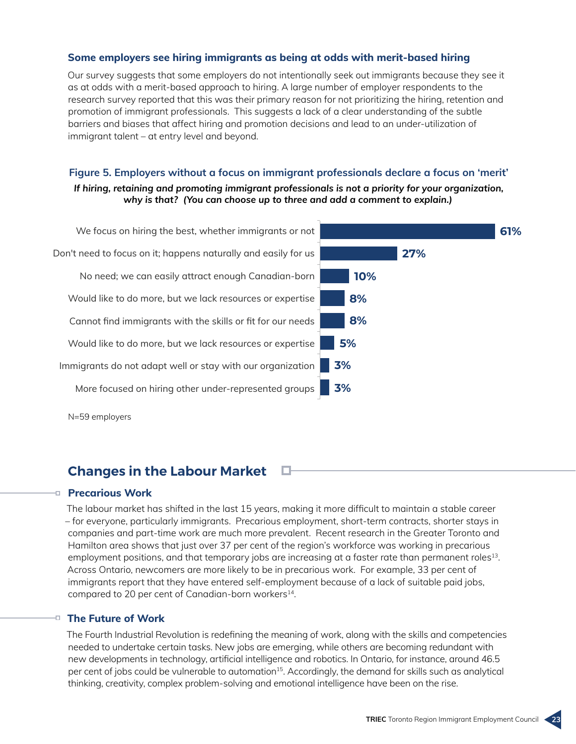### Some employers see hiring immigrants as being at odds with merit-based hiring

Our survey suggests that some employers do not intentionally seek out immigrants because they see it as at odds with a merit-based approach to hiring. A large number of employer respondents to the research survey reported that this was their primary reason for not prioritizing the hiring, retention and promotion of immigrant professionals. This suggests a lack of a clear understanding of the subtle barriers and biases that affect hiring and promotion decisions and lead to an under-utilization of immigrant talent – at entry level and beyond.

**Figure 5. Employers without a focus on immigrant professionals declare a focus on 'merit'**

***If hiring, retaining and promoting immigrant professionals is not a priority for your organization, why is that? (You can choose up to three and add a comment to explain.)***

| Reason | % |
| --- | --- |
| We focus on hiring the best, whether immigrants or not | 61% |
| Don't need to focus on it; happens naturally and easily for us | 27% |
| No need; we can easily attract enough Canadian-born | 10% |
| Would like to do more, but we lack resources or expertise | 8% |
| Cannot find immigrants with the skills or fit for our needs | 8% |
| Would like to do more, but we lack resources or expertise | 5% |
| Immigrants do not adapt well or stay with our organization | 3% |
| More focused on hiring other under-represented groups | 3% |

N=59 employers

## Changes in the Labour Market

### Precarious Work

The labour market has shifted in the last 15 years, making it more difficult to maintain a stable career – for everyone, particularly immigrants. Precarious employment, short-term contracts, shorter stays in companies and part-time work are much more prevalent. Recent research in the Greater Toronto and Hamilton area shows that just over 37 per cent of the region's workforce was working in precarious employment positions, and that temporary jobs are increasing at a faster rate than permanent roles[13]. Across Ontario, newcomers are more likely to be in precarious work. For example, 33 per cent of immigrants report that they have entered self-employment because of a lack of suitable paid jobs, compared to 20 per cent of Canadian-born workers[14].

### The Future of Work

The Fourth Industrial Revolution is redefining the meaning of work, along with the skills and competencies needed to undertake certain tasks. New jobs are emerging, while others are becoming redundant with new developments in technology, artificial intelligence and robotics. In Ontario, for instance, around 46.5 per cent of jobs could be vulnerable to automation[15]. Accordingly, the demand for skills such as analytical thinking, creativity, complex problem-solving and emotional intelligence have been on the rise.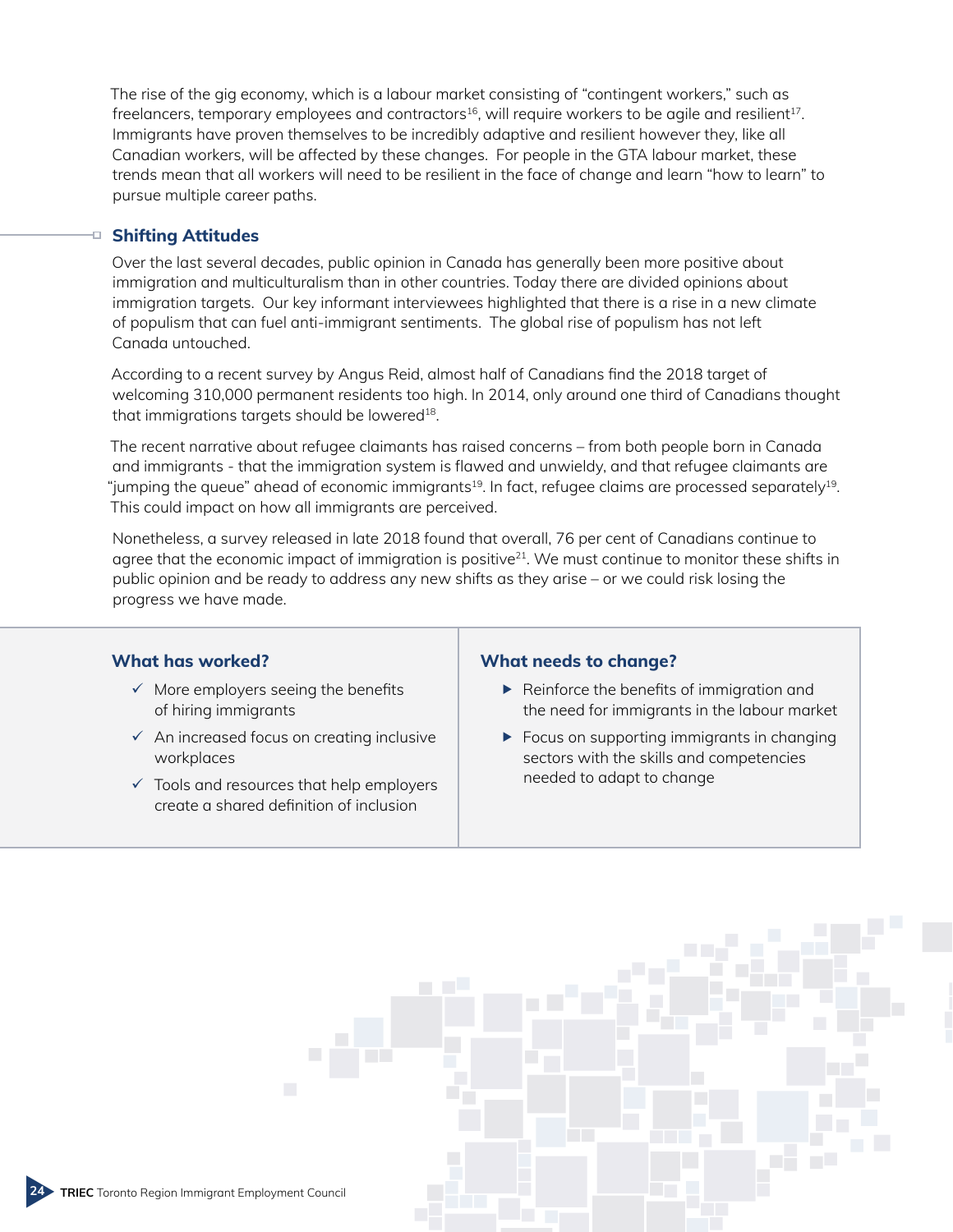The rise of the gig economy, which is a labour market consisting of "contingent workers," such as freelancers, temporary employees and contractors[16], will require workers to be agile and resilient[17]. Immigrants have proven themselves to be incredibly adaptive and resilient however they, like all Canadian workers, will be affected by these changes. For people in the GTA labour market, these trends mean that all workers will need to be resilient in the face of change and learn "how to learn" to pursue multiple career paths.

## Shifting Attitudes

Over the last several decades, public opinion in Canada has generally been more positive about immigration and multiculturalism than in other countries. Today there are divided opinions about immigration targets. Our key informant interviewees highlighted that there is a rise in a new climate of populism that can fuel anti-immigrant sentiments. The global rise of populism has not left Canada untouched.

According to a recent survey by Angus Reid, almost half of Canadians find the 2018 target of welcoming 310,000 permanent residents too high. In 2014, only around one third of Canadians thought that immigrations targets should be lowered[18].

The recent narrative about refugee claimants has raised concerns – from both people born in Canada and immigrants - that the immigration system is flawed and unwieldy, and that refugee claimants are "jumping the queue" ahead of economic immigrants[19]. In fact, refugee claims are processed separately[19]. This could impact on how all immigrants are perceived.

Nonetheless, a survey released in late 2018 found that overall, 76 per cent of Canadians continue to agree that the economic impact of immigration is positive[21]. We must continue to monitor these shifts in public opinion and be ready to address any new shifts as they arise – or we could risk losing the progress we have made.

### What has worked?

- ✓ More employers seeing the benefits of hiring immigrants
- ✓ An increased focus on creating inclusive workplaces
- ✓ Tools and resources that help employers create a shared definition of inclusion

### What needs to change?

- Reinforce the benefits of immigration and the need for immigrants in the labour market
- Focus on supporting immigrants in changing sectors with the skills and competencies needed to adapt to change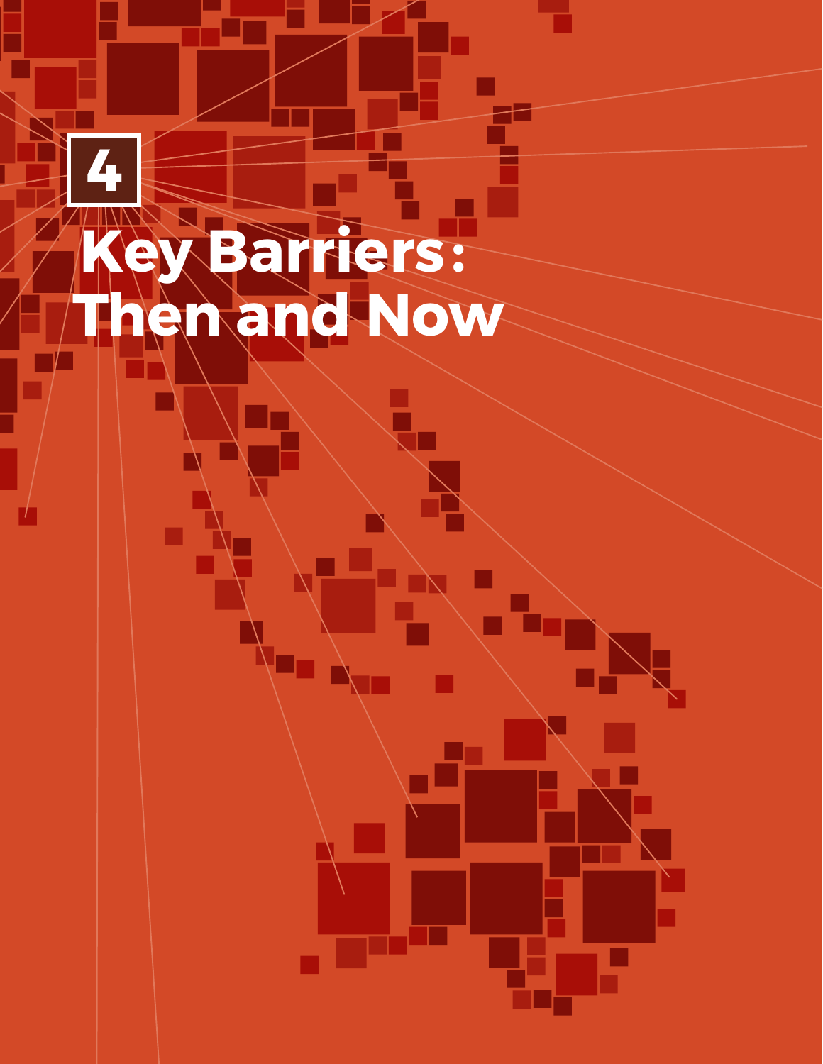# 4

# Key Barriers: Then and Now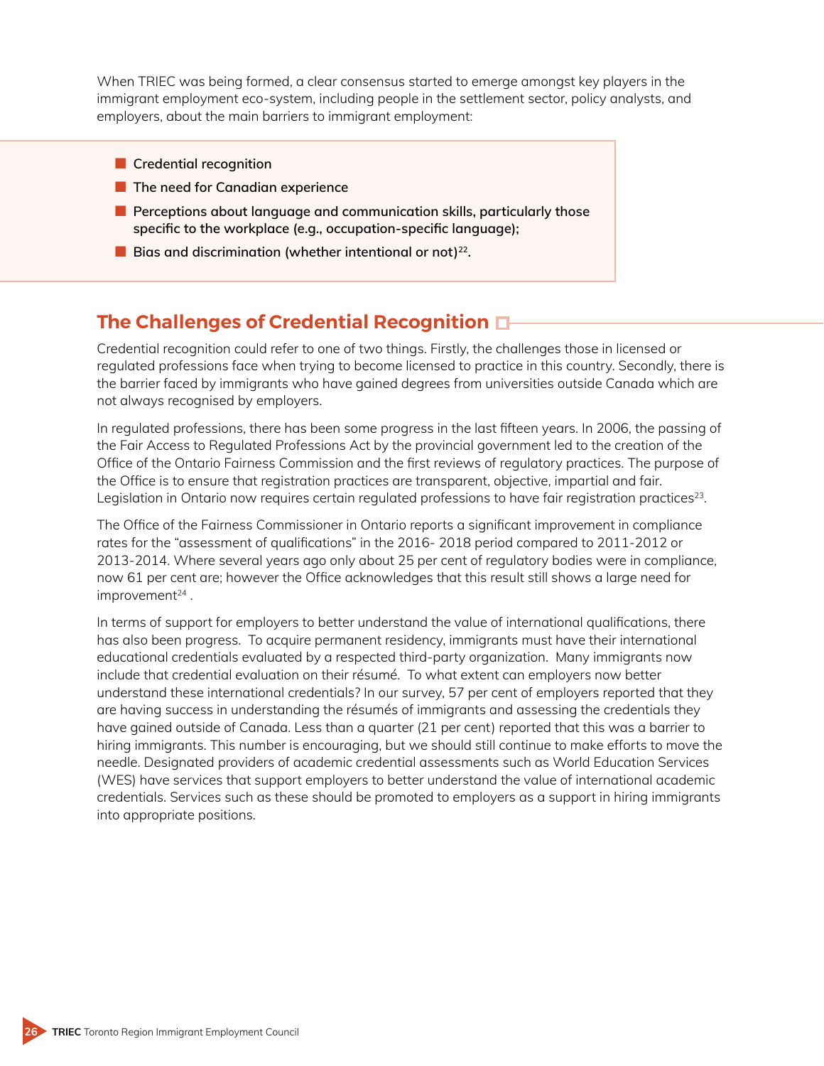When TRIEC was being formed, a clear consensus started to emerge amongst key players in the immigrant employment eco-system, including people in the settlement sector, policy analysts, and employers, about the main barriers to immigrant employment:

- **Credential recognition**
- **The need for Canadian experience**
- **Perceptions about language and communication skills, particularly those specific to the workplace (e.g., occupation-specific language);**
- **Bias and discrimination (whether intentional or not)[22].**

## The Challenges of Credential Recognition

Credential recognition could refer to one of two things. Firstly, the challenges those in licensed or regulated professions face when trying to become licensed to practice in this country. Secondly, there is the barrier faced by immigrants who have gained degrees from universities outside Canada which are not always recognised by employers.

In regulated professions, there has been some progress in the last fifteen years. In 2006, the passing of the Fair Access to Regulated Professions Act by the provincial government led to the creation of the Office of the Ontario Fairness Commission and the first reviews of regulatory practices. The purpose of the Office is to ensure that registration practices are transparent, objective, impartial and fair. Legislation in Ontario now requires certain regulated professions to have fair registration practices[23].

The Office of the Fairness Commissioner in Ontario reports a significant improvement in compliance rates for the "assessment of qualifications" in the 2016- 2018 period compared to 2011-2012 or 2013-2014. Where several years ago only about 25 per cent of regulatory bodies were in compliance, now 61 per cent are; however the Office acknowledges that this result still shows a large need for improvement[24] .

In terms of support for employers to better understand the value of international qualifications, there has also been progress. To acquire permanent residency, immigrants must have their international educational credentials evaluated by a respected third-party organization. Many immigrants now include that credential evaluation on their résumé. To what extent can employers now better understand these international credentials? In our survey, 57 per cent of employers reported that they are having success in understanding the résumés of immigrants and assessing the credentials they have gained outside of Canada. Less than a quarter (21 per cent) reported that this was a barrier to hiring immigrants. This number is encouraging, but we should still continue to make efforts to move the needle. Designated providers of academic credential assessments such as World Education Services (WES) have services that support employers to better understand the value of international academic credentials. Services such as these should be promoted to employers as a support in hiring immigrants into appropriate positions.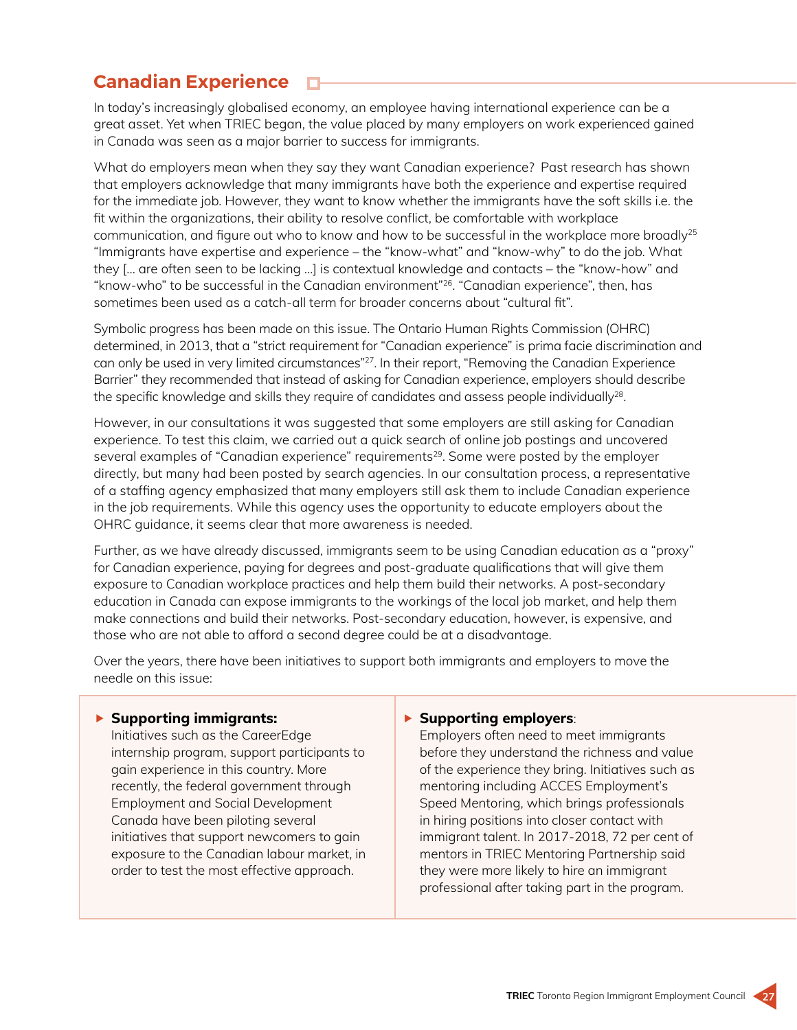## Canadian Experience

In today's increasingly globalised economy, an employee having international experience can be a great asset. Yet when TRIEC began, the value placed by many employers on work experienced gained in Canada was seen as a major barrier to success for immigrants.

What do employers mean when they say they want Canadian experience? Past research has shown that employers acknowledge that many immigrants have both the experience and expertise required for the immediate job. However, they want to know whether the immigrants have the soft skills i.e. the fit within the organizations, their ability to resolve conflict, be comfortable with workplace communication, and figure out who to know and how to be successful in the workplace more broadly[25] "Immigrants have expertise and experience – the "know-what" and "know-why" to do the job. What they [... are often seen to be lacking ...] is contextual knowledge and contacts – the "know-how" and "know-who" to be successful in the Canadian environment"[26]. "Canadian experience", then, has sometimes been used as a catch-all term for broader concerns about "cultural fit".

Symbolic progress has been made on this issue. The Ontario Human Rights Commission (OHRC) determined, in 2013, that a "strict requirement for "Canadian experience" is prima facie discrimination and can only be used in very limited circumstances"[27]. In their report, "Removing the Canadian Experience Barrier" they recommended that instead of asking for Canadian experience, employers should describe the specific knowledge and skills they require of candidates and assess people individually[28].

However, in our consultations it was suggested that some employers are still asking for Canadian experience. To test this claim, we carried out a quick search of online job postings and uncovered several examples of "Canadian experience" requirements[29]. Some were posted by the employer directly, but many had been posted by search agencies. In our consultation process, a representative of a staffing agency emphasized that many employers still ask them to include Canadian experience in the job requirements. While this agency uses the opportunity to educate employers about the OHRC guidance, it seems clear that more awareness is needed.

Further, as we have already discussed, immigrants seem to be using Canadian education as a "proxy" for Canadian experience, paying for degrees and post-graduate qualifications that will give them exposure to Canadian workplace practices and help them build their networks. A post-secondary education in Canada can expose immigrants to the workings of the local job market, and help them make connections and build their networks. Post-secondary education, however, is expensive, and those who are not able to afford a second degree could be at a disadvantage.

Over the years, there have been initiatives to support both immigrants and employers to move the needle on this issue:

- **Supporting immigrants:**
  Initiatives such as the CareerEdge internship program, support participants to gain experience in this country. More recently, the federal government through Employment and Social Development Canada have been piloting several initiatives that support newcomers to gain exposure to the Canadian labour market, in order to test the most effective approach.

- **Supporting employers**:
  Employers often need to meet immigrants before they understand the richness and value of the experience they bring. Initiatives such as mentoring including ACCES Employment's Speed Mentoring, which brings professionals in hiring positions into closer contact with immigrant talent. In 2017-2018, 72 per cent of mentors in TRIEC Mentoring Partnership said they were more likely to hire an immigrant professional after taking part in the program.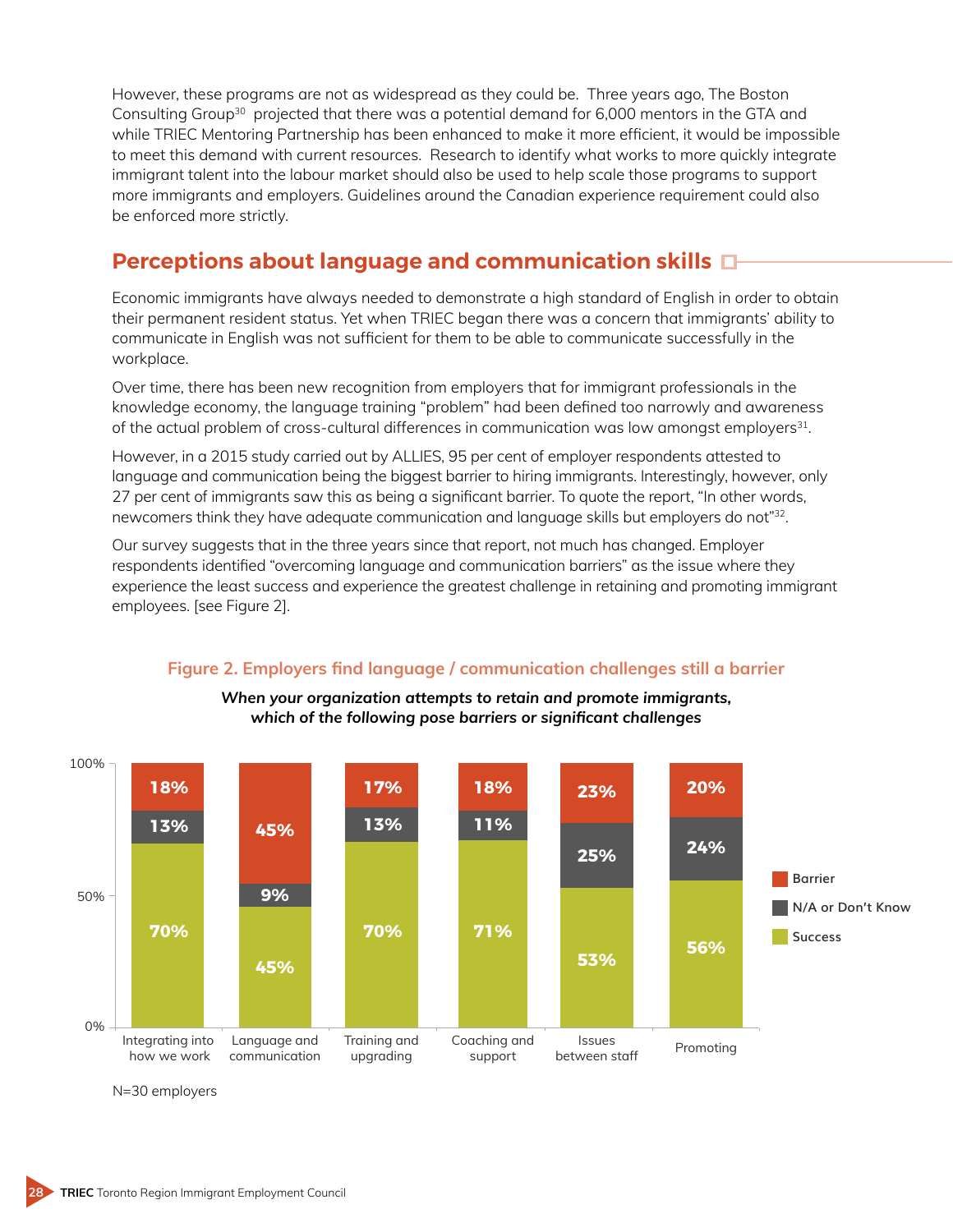However, these programs are not as widespread as they could be. Three years ago, The Boston Consulting Group[30] projected that there was a potential demand for 6,000 mentors in the GTA and while TRIEC Mentoring Partnership has been enhanced to make it more efficient, it would be impossible to meet this demand with current resources. Research to identify what works to more quickly integrate immigrant talent into the labour market should also be used to help scale those programs to support more immigrants and employers. Guidelines around the Canadian experience requirement could also be enforced more strictly.

## Perceptions about language and communication skills

Economic immigrants have always needed to demonstrate a high standard of English in order to obtain their permanent resident status. Yet when TRIEC began there was a concern that immigrants' ability to communicate in English was not sufficient for them to be able to communicate successfully in the workplace.

Over time, there has been new recognition from employers that for immigrant professionals in the knowledge economy, the language training "problem" had been defined too narrowly and awareness of the actual problem of cross-cultural differences in communication was low amongst employers[31].

However, in a 2015 study carried out by ALLIES, 95 per cent of employer respondents attested to language and communication being the biggest barrier to hiring immigrants. Interestingly, however, only 27 per cent of immigrants saw this as being a significant barrier. To quote the report, "In other words, newcomers think they have adequate communication and language skills but employers do not"[32].

Our survey suggests that in the three years since that report, not much has changed. Employer respondents identified "overcoming language and communication barriers" as the issue where they experience the least success and experience the greatest challenge in retaining and promoting immigrant employees. [see Figure 2].

**Figure 2. Employers find language / communication challenges still a barrier**

***When your organization attempts to retain and promote immigrants, which of the following pose barriers or significant challenges***

| | Integrating into how we work | Language and communication | Training and upgrading | Coaching and support | Issues between staff | Promoting |
|---|---|---|---|---|---|---|
| Barrier | 18% | 45% | 17% | 18% | 23% | 20% |
| N/A or Don't Know | 13% | 9% | 13% | 11% | 25% | 24% |
| Success | 70% | 45% | 70% | 71% | 53% | 56% |

N=30 employers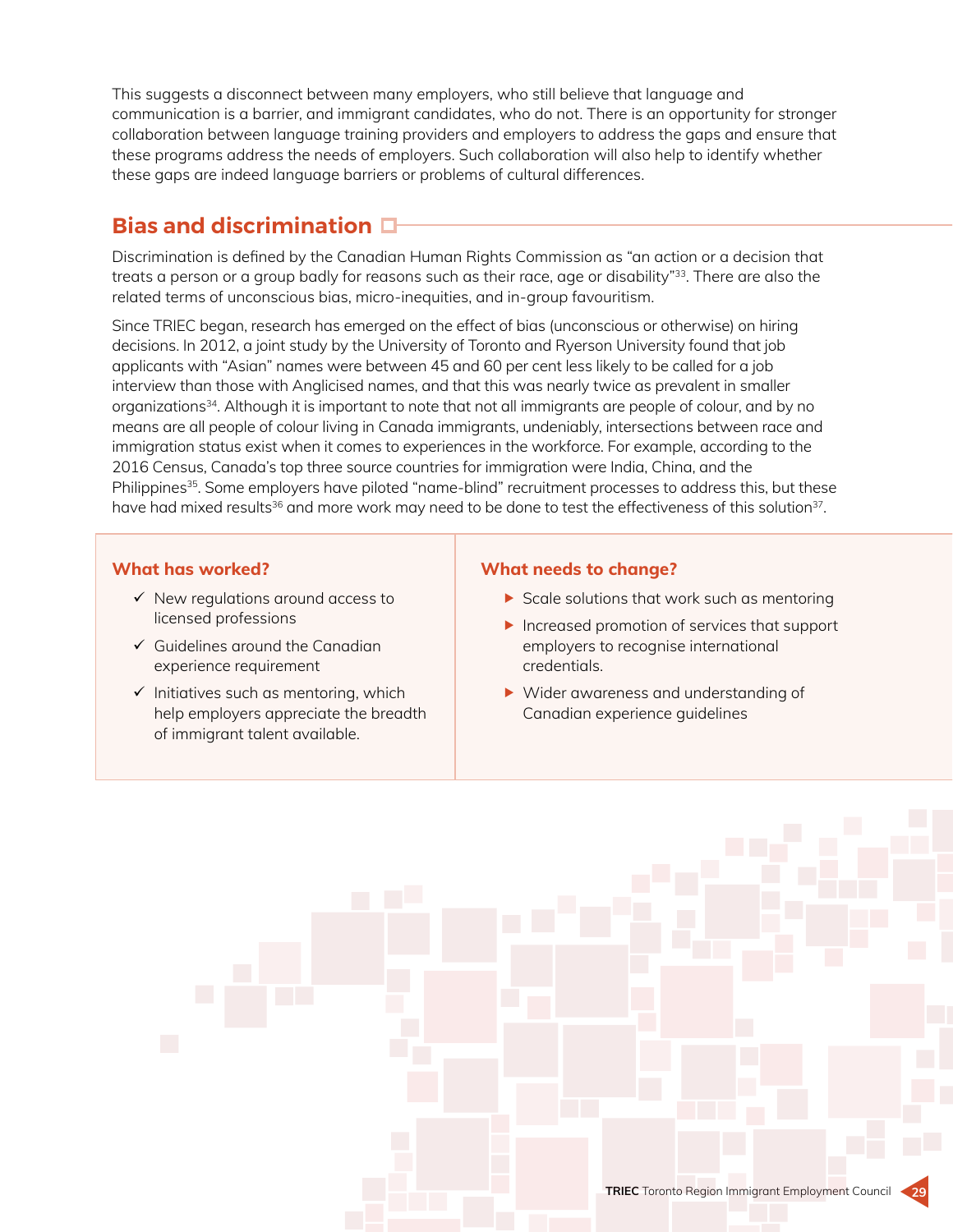This suggests a disconnect between many employers, who still believe that language and communication is a barrier, and immigrant candidates, who do not. There is an opportunity for stronger collaboration between language training providers and employers to address the gaps and ensure that these programs address the needs of employers. Such collaboration will also help to identify whether these gaps are indeed language barriers or problems of cultural differences.

## Bias and discrimination

Discrimination is defined by the Canadian Human Rights Commission as "an action or a decision that treats a person or a group badly for reasons such as their race, age or disability"[33]. There are also the related terms of unconscious bias, micro-inequities, and in-group favouritism.

Since TRIEC began, research has emerged on the effect of bias (unconscious or otherwise) on hiring decisions. In 2012, a joint study by the University of Toronto and Ryerson University found that job applicants with "Asian" names were between 45 and 60 per cent less likely to be called for a job interview than those with Anglicised names, and that this was nearly twice as prevalent in smaller organizations[34]. Although it is important to note that not all immigrants are people of colour, and by no means are all people of colour living in Canada immigrants, undeniably, intersections between race and immigration status exist when it comes to experiences in the workforce. For example, according to the 2016 Census, Canada's top three source countries for immigration were India, China, and the Philippines[35]. Some employers have piloted "name-blind" recruitment processes to address this, but these have had mixed results[36] and more work may need to be done to test the effectiveness of this solution[37].

### What has worked?

- ✓ New regulations around access to licensed professions
- ✓ Guidelines around the Canadian experience requirement
- ✓ Initiatives such as mentoring, which help employers appreciate the breadth of immigrant talent available.

### What needs to change?

- Scale solutions that work such as mentoring
- Increased promotion of services that support employers to recognise international credentials.
- Wider awareness and understanding of Canadian experience guidelines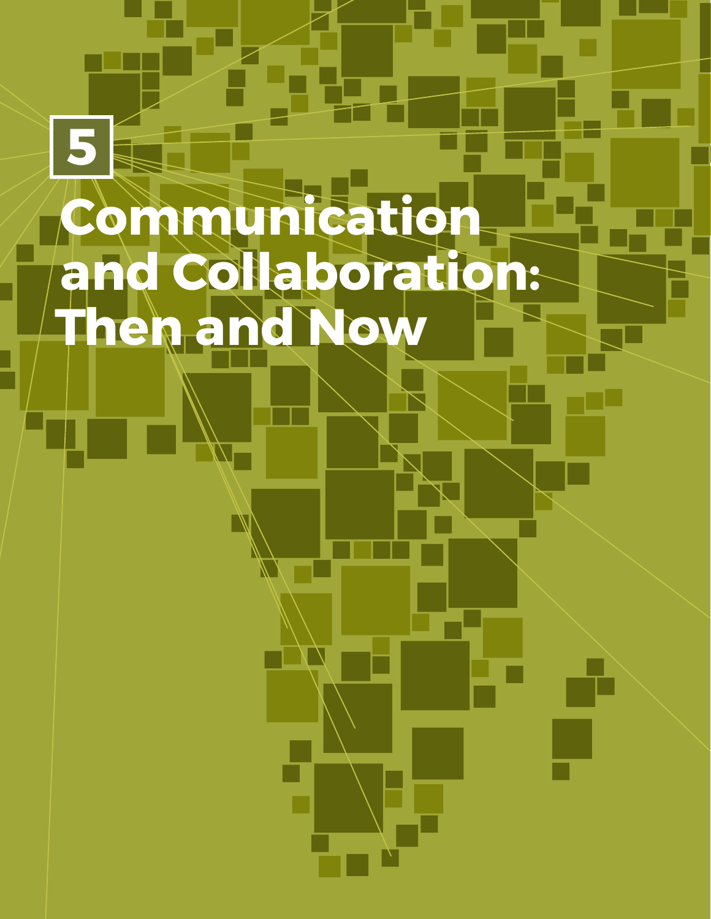# 5

# Communication and Collaboration: Then and Now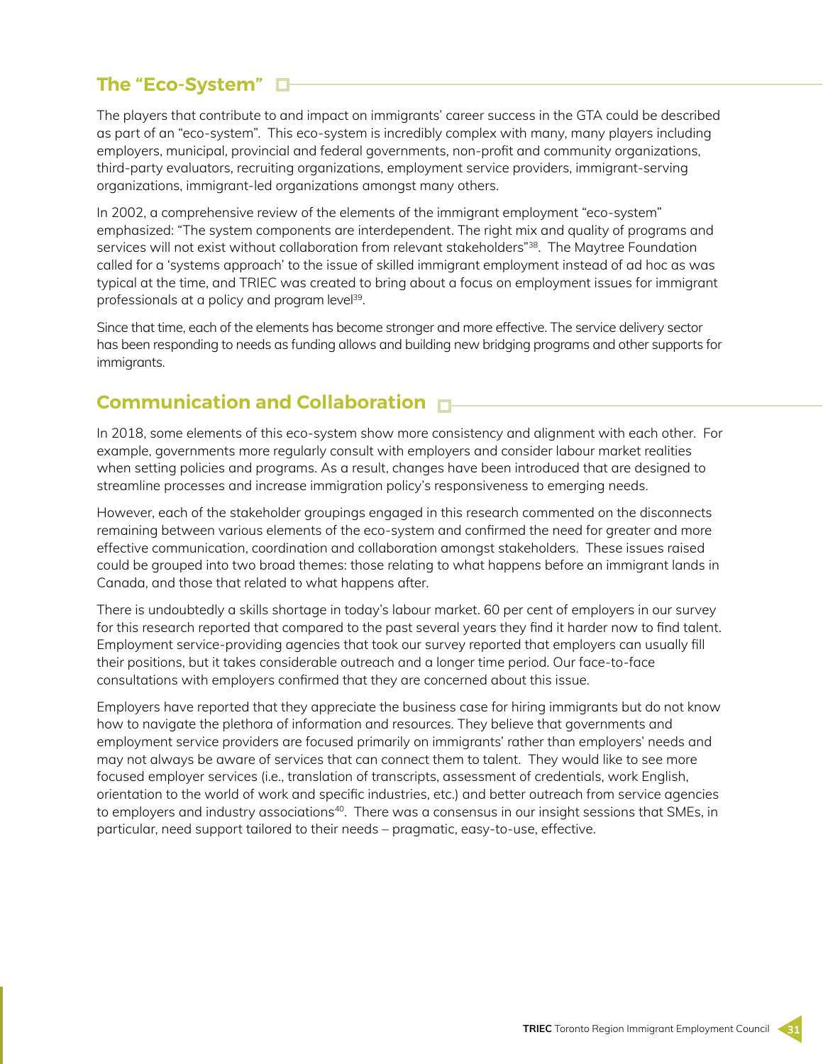## The "Eco-System"

The players that contribute to and impact on immigrants' career success in the GTA could be described as part of an "eco-system". This eco-system is incredibly complex with many, many players including employers, municipal, provincial and federal governments, non-profit and community organizations, third-party evaluators, recruiting organizations, employment service providers, immigrant-serving organizations, immigrant-led organizations amongst many others.

In 2002, a comprehensive review of the elements of the immigrant employment "eco-system" emphasized: "The system components are interdependent. The right mix and quality of programs and services will not exist without collaboration from relevant stakeholders"[38]. The Maytree Foundation called for a 'systems approach' to the issue of skilled immigrant employment instead of ad hoc as was typical at the time, and TRIEC was created to bring about a focus on employment issues for immigrant professionals at a policy and program level[39].

Since that time, each of the elements has become stronger and more effective. The service delivery sector has been responding to needs as funding allows and building new bridging programs and other supports for immigrants.

## Communication and Collaboration

In 2018, some elements of this eco-system show more consistency and alignment with each other. For example, governments more regularly consult with employers and consider labour market realities when setting policies and programs. As a result, changes have been introduced that are designed to streamline processes and increase immigration policy's responsiveness to emerging needs.

However, each of the stakeholder groupings engaged in this research commented on the disconnects remaining between various elements of the eco-system and confirmed the need for greater and more effective communication, coordination and collaboration amongst stakeholders. These issues raised could be grouped into two broad themes: those relating to what happens before an immigrant lands in Canada, and those that related to what happens after.

There is undoubtedly a skills shortage in today's labour market. 60 per cent of employers in our survey for this research reported that compared to the past several years they find it harder now to find talent. Employment service-providing agencies that took our survey reported that employers can usually fill their positions, but it takes considerable outreach and a longer time period. Our face-to-face consultations with employers confirmed that they are concerned about this issue.

Employers have reported that they appreciate the business case for hiring immigrants but do not know how to navigate the plethora of information and resources. They believe that governments and employment service providers are focused primarily on immigrants' rather than employers' needs and may not always be aware of services that can connect them to talent. They would like to see more focused employer services (i.e., translation of transcripts, assessment of credentials, work English, orientation to the world of work and specific industries, etc.) and better outreach from service agencies to employers and industry associations[40]. There was a consensus in our insight sessions that SMEs, in particular, need support tailored to their needs – pragmatic, easy-to-use, effective.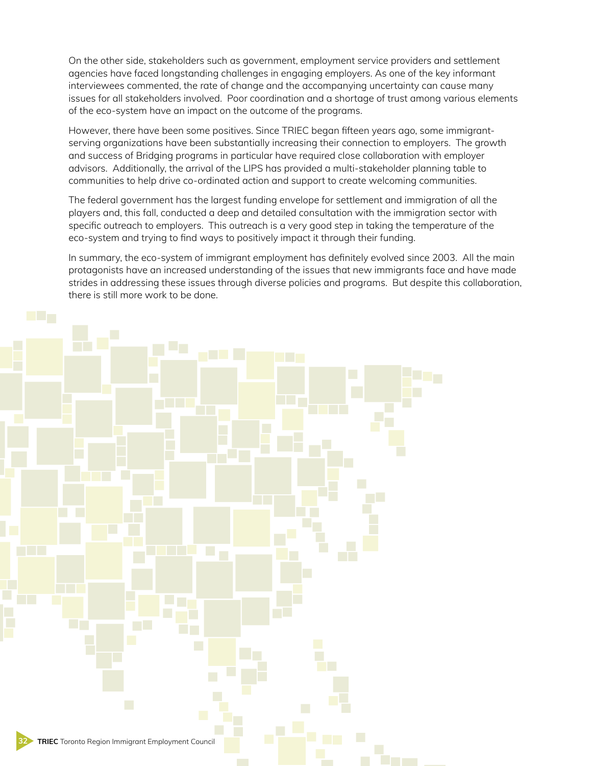On the other side, stakeholders such as government, employment service providers and settlement agencies have faced longstanding challenges in engaging employers. As one of the key informant interviewees commented, the rate of change and the accompanying uncertainty can cause many issues for all stakeholders involved. Poor coordination and a shortage of trust among various elements of the eco-system have an impact on the outcome of the programs.

However, there have been some positives. Since TRIEC began fifteen years ago, some immigrant-serving organizations have been substantially increasing their connection to employers. The growth and success of Bridging programs in particular have required close collaboration with employer advisors. Additionally, the arrival of the LIPS has provided a multi-stakeholder planning table to communities to help drive co-ordinated action and support to create welcoming communities.

The federal government has the largest funding envelope for settlement and immigration of all the players and, this fall, conducted a deep and detailed consultation with the immigration sector with specific outreach to employers. This outreach is a very good step in taking the temperature of the eco-system and trying to find ways to positively impact it through their funding.

In summary, the eco-system of immigrant employment has definitely evolved since 2003. All the main protagonists have an increased understanding of the issues that new immigrants face and have made strides in addressing these issues through diverse policies and programs. But despite this collaboration, there is still more work to be done.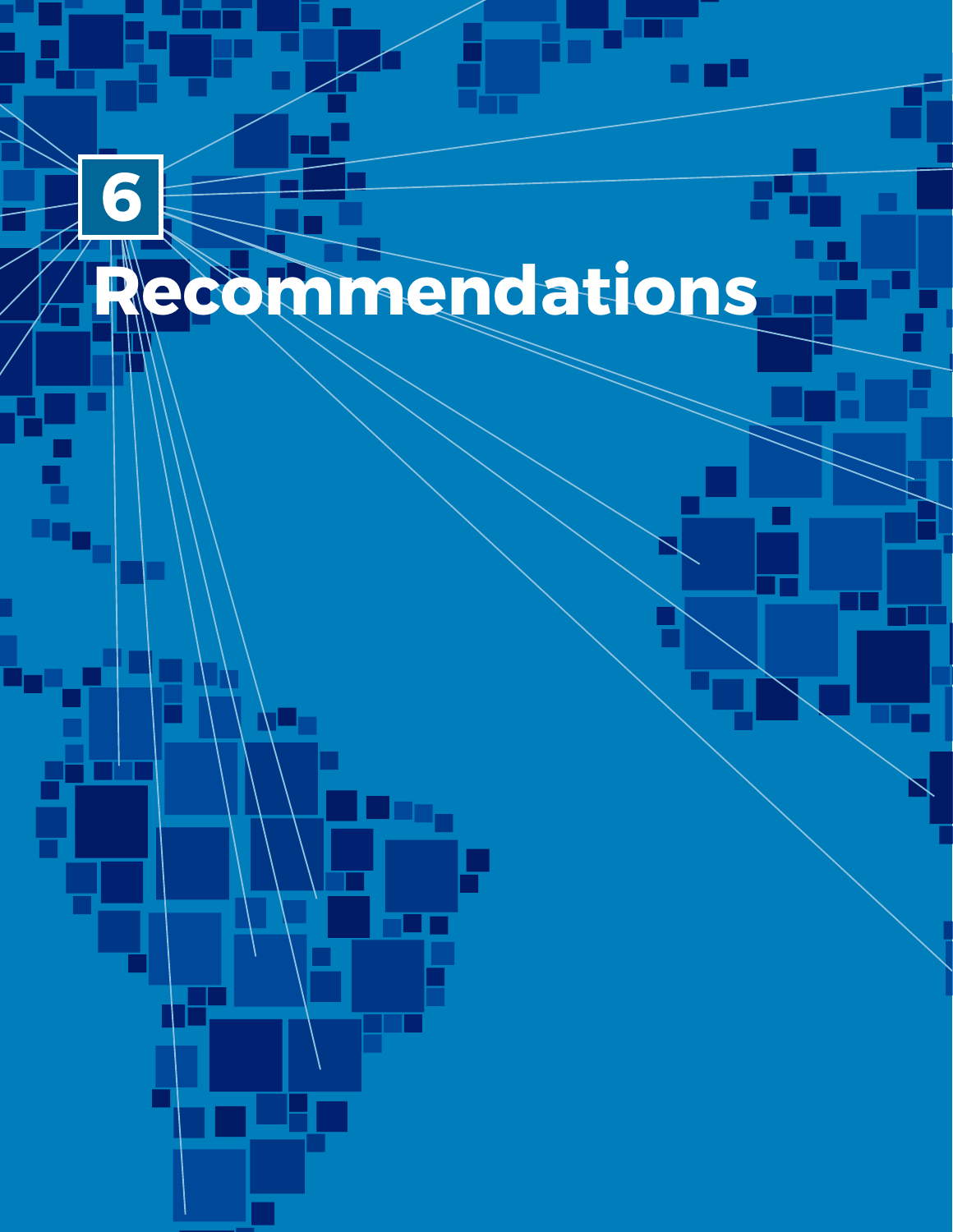# 6 Recommendations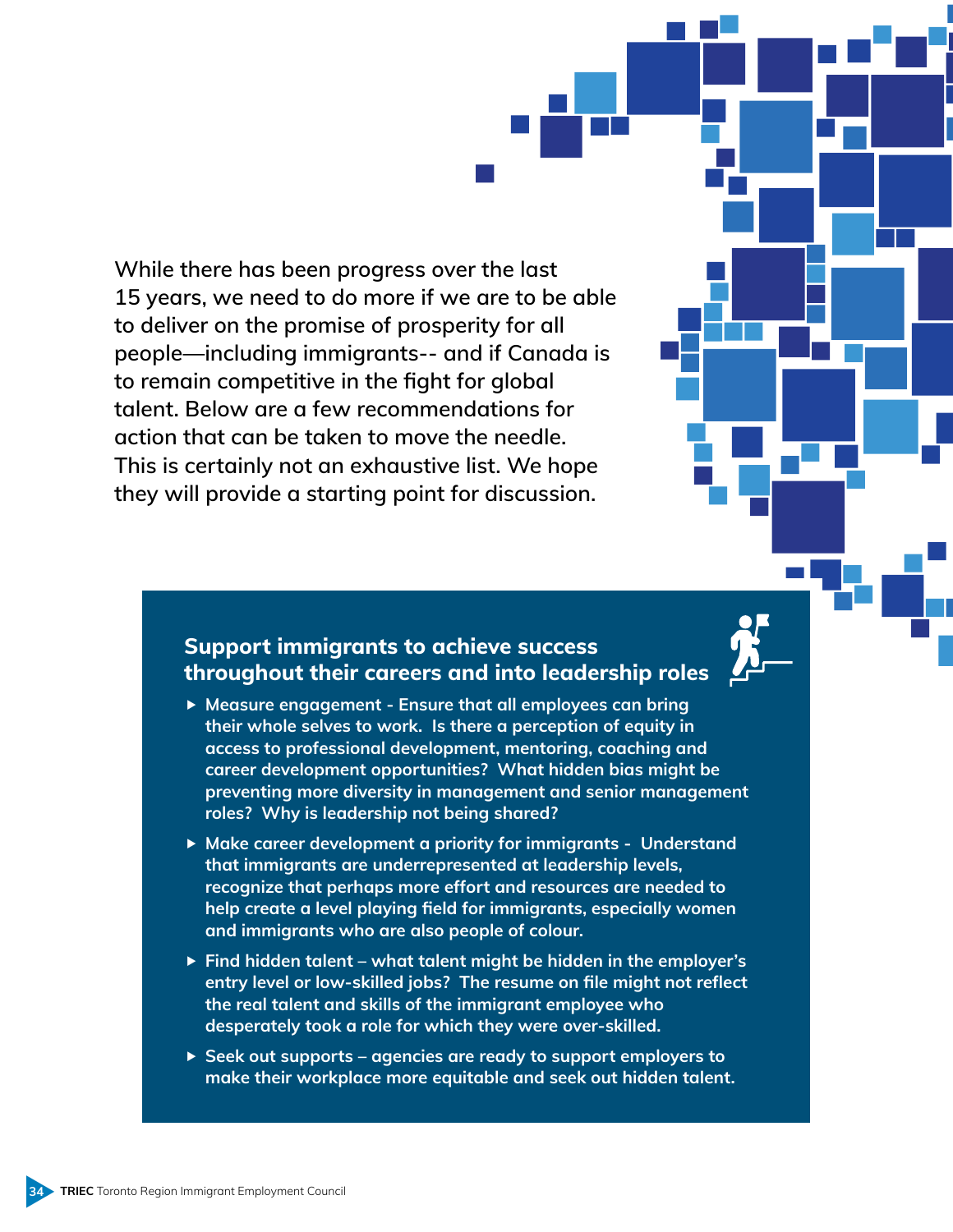While there has been progress over the last 15 years, we need to do more if we are to be able to deliver on the promise of prosperity for all people—including immigrants-- and if Canada is to remain competitive in the fight for global talent. Below are a few recommendations for action that can be taken to move the needle. This is certainly not an exhaustive list. We hope they will provide a starting point for discussion.

## Support immigrants to achieve success throughout their careers and into leadership roles

- **Measure engagement - Ensure that all employees can bring their whole selves to work. Is there a perception of equity in access to professional development, mentoring, coaching and career development opportunities? What hidden bias might be preventing more diversity in management and senior management roles? Why is leadership not being shared?**
- **Make career development a priority for immigrants - Understand that immigrants are underrepresented at leadership levels, recognize that perhaps more effort and resources are needed to help create a level playing field for immigrants, especially women and immigrants who are also people of colour.**
- **Find hidden talent – what talent might be hidden in the employer's entry level or low-skilled jobs? The resume on file might not reflect the real talent and skills of the immigrant employee who desperately took a role for which they were over-skilled.**
- **Seek out supports – agencies are ready to support employers to make their workplace more equitable and seek out hidden talent.**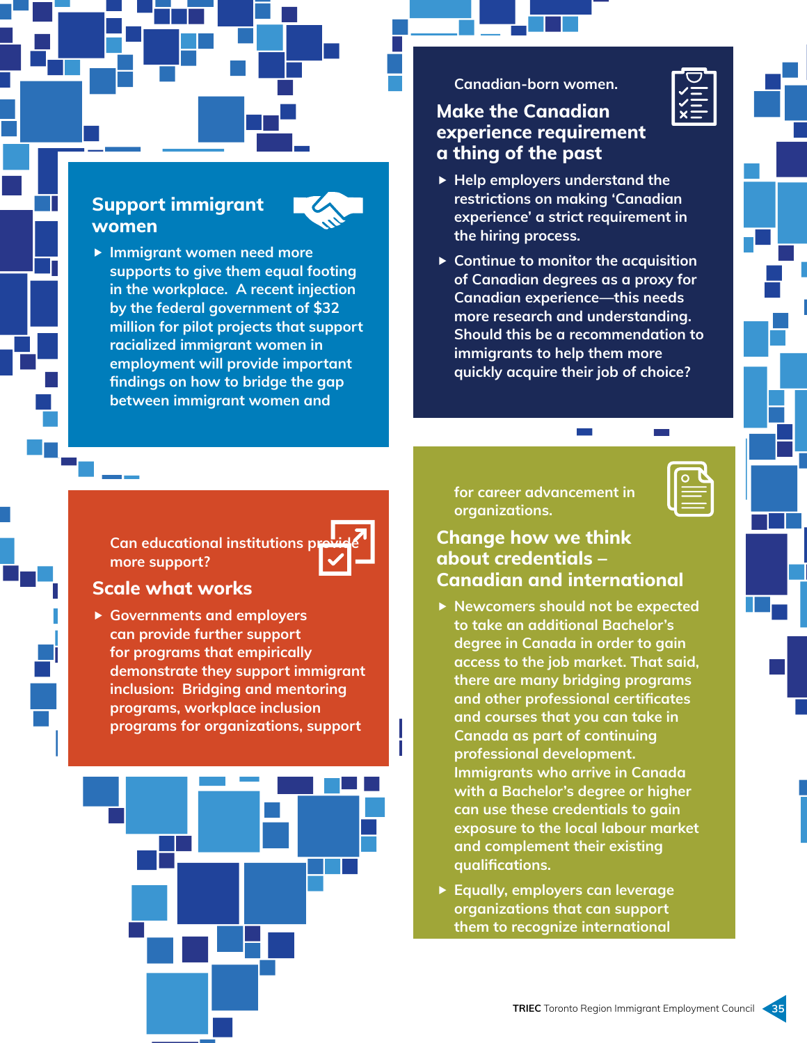## Support immigrant women

- Immigrant women need more supports to give them equal footing in the workplace. A recent injection by the federal government of $32 million for pilot projects that support racialized immigrant women in employment will provide important findings on how to bridge the gap between immigrant women and Canadian-born women.

## Make the Canadian experience requirement a thing of the past

- Help employers understand the restrictions on making 'Canadian experience' a strict requirement in the hiring process.
- Continue to monitor the acquisition of Canadian degrees as a proxy for Canadian experience—this needs more research and understanding. Should this be a recommendation to immigrants to help them more quickly acquire their job of choice? Can educational institutions provide more support?

## Scale what works

- Governments and employers can provide further support for programs that empirically demonstrate they support immigrant inclusion: Bridging and mentoring programs, workplace inclusion programs for organizations, support for career advancement in organizations.

## Change how we think about credentials – Canadian and international

- Newcomers should not be expected to take an additional Bachelor's degree in Canada in order to gain access to the job market. That said, there are many bridging programs and other professional certificates and courses that you can take in Canada as part of continuing professional development. Immigrants who arrive in Canada with a Bachelor's degree or higher can use these credentials to gain exposure to the local labour market and complement their existing qualifications.
- Equally, employers can leverage organizations that can support them to recognize international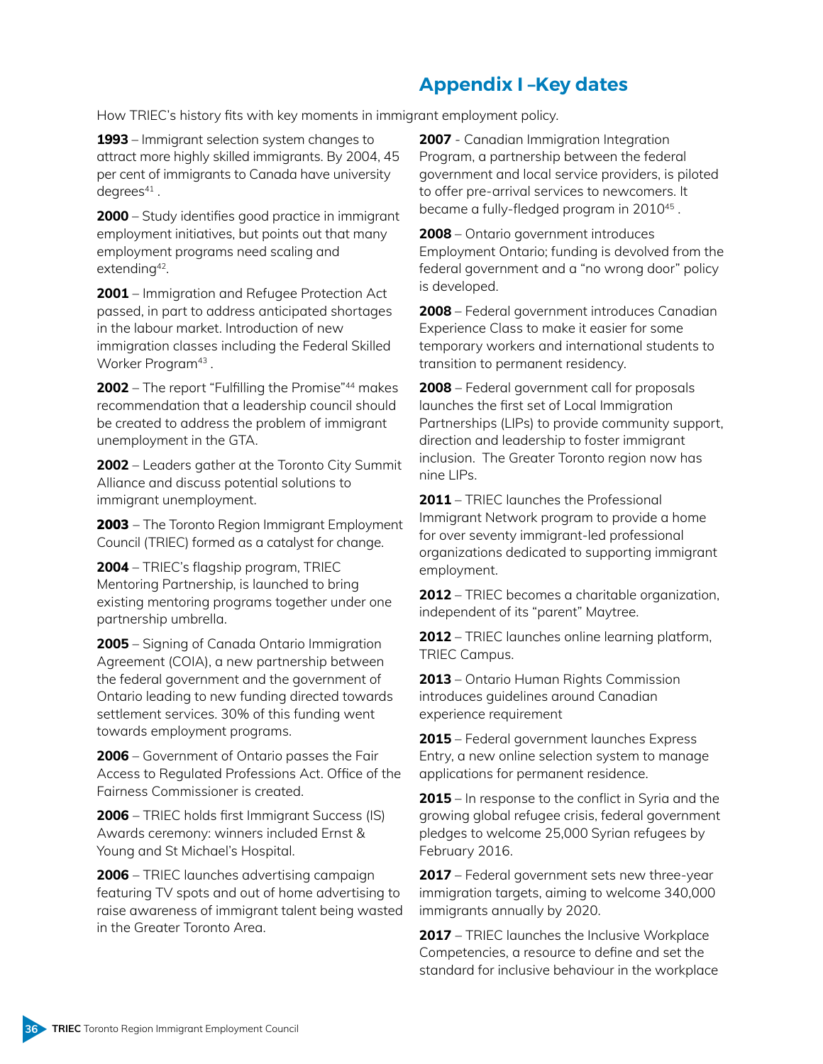## Appendix I –Key dates

How TRIEC's history fits with key moments in immigrant employment policy.

**1993** – Immigrant selection system changes to attract more highly skilled immigrants. By 2004, 45 per cent of immigrants to Canada have university degrees[41] .

**2000** – Study identifies good practice in immigrant employment initiatives, but points out that many employment programs need scaling and extending[42].

**2001** – Immigration and Refugee Protection Act passed, in part to address anticipated shortages in the labour market. Introduction of new immigration classes including the Federal Skilled Worker Program[43] .

**2002** – The report "Fulfilling the Promise"[44] makes recommendation that a leadership council should be created to address the problem of immigrant unemployment in the GTA.

**2002** – Leaders gather at the Toronto City Summit Alliance and discuss potential solutions to immigrant unemployment.

**2003** – The Toronto Region Immigrant Employment Council (TRIEC) formed as a catalyst for change.

**2004** – TRIEC's flagship program, TRIEC Mentoring Partnership, is launched to bring existing mentoring programs together under one partnership umbrella.

**2005** – Signing of Canada Ontario Immigration Agreement (COIA), a new partnership between the federal government and the government of Ontario leading to new funding directed towards settlement services. 30% of this funding went towards employment programs.

**2006** – Government of Ontario passes the Fair Access to Regulated Professions Act. Office of the Fairness Commissioner is created.

**2006** – TRIEC holds first Immigrant Success (IS) Awards ceremony: winners included Ernst & Young and St Michael's Hospital.

**2006** – TRIEC launches advertising campaign featuring TV spots and out of home advertising to raise awareness of immigrant talent being wasted in the Greater Toronto Area.

**2007** - Canadian Immigration Integration Program, a partnership between the federal government and local service providers, is piloted to offer pre-arrival services to newcomers. It became a fully-fledged program in 2010[45] .

**2008** – Ontario government introduces Employment Ontario; funding is devolved from the federal government and a "no wrong door" policy is developed.

**2008** – Federal government introduces Canadian Experience Class to make it easier for some temporary workers and international students to transition to permanent residency.

**2008** – Federal government call for proposals launches the first set of Local Immigration Partnerships (LIPs) to provide community support, direction and leadership to foster immigrant inclusion. The Greater Toronto region now has nine LIPs.

**2011** – TRIEC launches the Professional Immigrant Network program to provide a home for over seventy immigrant-led professional organizations dedicated to supporting immigrant employment.

**2012** – TRIEC becomes a charitable organization, independent of its "parent" Maytree.

**2012** – TRIEC launches online learning platform, TRIEC Campus.

**2013** – Ontario Human Rights Commission introduces guidelines around Canadian experience requirement

**2015** – Federal government launches Express Entry, a new online selection system to manage applications for permanent residence.

**2015** – In response to the conflict in Syria and the growing global refugee crisis, federal government pledges to welcome 25,000 Syrian refugees by February 2016.

**2017** – Federal government sets new three-year immigration targets, aiming to welcome 340,000 immigrants annually by 2020.

**2017** – TRIEC launches the Inclusive Workplace Competencies, a resource to define and set the standard for inclusive behaviour in the workplace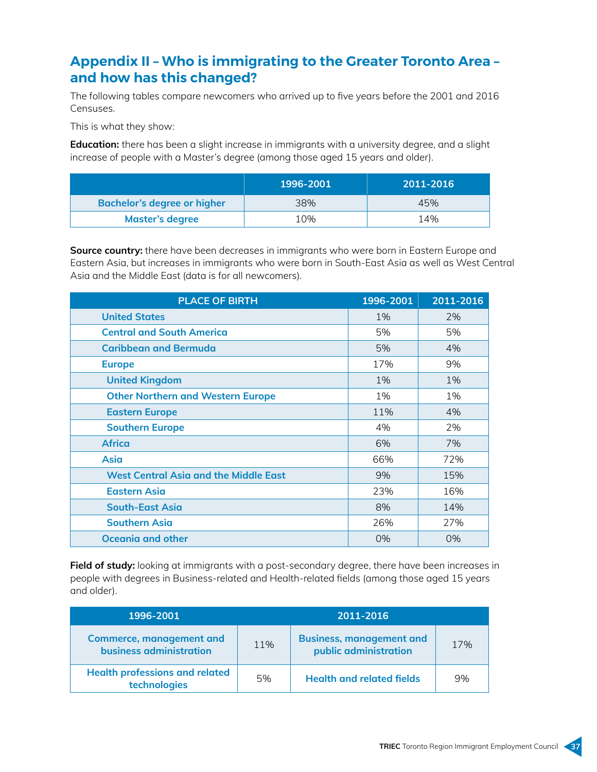## Appendix II – Who is immigrating to the Greater Toronto Area – and how has this changed?

The following tables compare newcomers who arrived up to five years before the 2001 and 2016 Censuses.

This is what they show:

**Education:** there has been a slight increase in immigrants with a university degree, and a slight increase of people with a Master's degree (among those aged 15 years and older).

| | 1996-2001 | 2011-2016 |
|---|---|---|
| Bachelor's degree or higher | 38% | 45% |
| Master's degree | 10% | 14% |

**Source country:** there have been decreases in immigrants who were born in Eastern Europe and Eastern Asia, but increases in immigrants who were born in South-East Asia as well as West Central Asia and the Middle East (data is for all newcomers).

| PLACE OF BIRTH | 1996-2001 | 2011-2016 |
|---|---|---|
| United States | 1% | 2% |
| Central and South America | 5% | 5% |
| Caribbean and Bermuda | 5% | 4% |
| Europe | 17% | 9% |
| United Kingdom | 1% | 1% |
| Other Northern and Western Europe | 1% | 1% |
| Eastern Europe | 11% | 4% |
| Southern Europe | 4% | 2% |
| Africa | 6% | 7% |
| Asia | 66% | 72% |
| West Central Asia and the Middle East | 9% | 15% |
| Eastern Asia | 23% | 16% |
| South-East Asia | 8% | 14% |
| Southern Asia | 26% | 27% |
| Oceania and other | 0% | 0% |

**Field of study:** looking at immigrants with a post-secondary degree, there have been increases in people with degrees in Business-related and Health-related fields (among those aged 15 years and older).

| 1996-2001 | | 2011-2016 | |
|---|---|---|---|
| Commerce, management and business administration | 11% | Business, management and public administration | 17% |
| Health professions and related technologies | 5% | Health and related fields | 9% |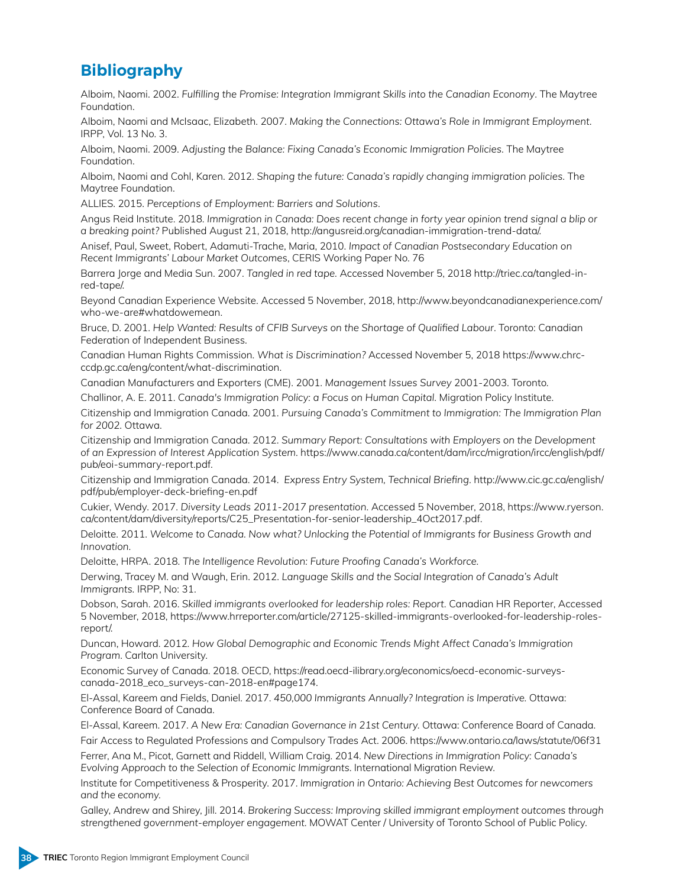## Bibliography

Alboim, Naomi. 2002. *Fulfilling the Promise: Integration Immigrant Skills into the Canadian Economy*. The Maytree Foundation.

Alboim, Naomi and McIsaac, Elizabeth. 2007. *Making the Connections: Ottawa's Role in Immigrant Employment.* IRPP, Vol. 13 No. 3.

Alboim, Naomi. 2009. *Adjusting the Balance: Fixing Canada's Economic Immigration Policies.* The Maytree Foundation.

Alboim, Naomi and Cohl, Karen. 2012. *Shaping the future: Canada's rapidly changing immigration policies.* The Maytree Foundation.

ALLIES. 2015. *Perceptions of Employment: Barriers and Solutions*.

Angus Reid Institute. 2018. *Immigration in Canada: Does recent change in forty year opinion trend signal a blip or a breaking point?* Published August 21, 2018, http://angusreid.org/canadian-immigration-trend-data/.

Anisef, Paul, Sweet, Robert, Adamuti-Trache, Maria, 2010. *Impact of Canadian Postsecondary Education on Recent Immigrants' Labour Market Outcomes*, CERIS Working Paper No. 76

Barrera Jorge and Media Sun. 2007. *Tangled in red tape.* Accessed November 5, 2018 http://triec.ca/tangled-in-red-tape/.

Beyond Canadian Experience Website. Accessed 5 November, 2018, http://www.beyondcanadianexperience.com/who-we-are#whatdowemean.

Bruce, D. 2001. *Help Wanted: Results of CFIB Surveys on the Shortage of Qualified Labour*. Toronto: Canadian Federation of Independent Business.

Canadian Human Rights Commission. *What is Discrimination?* Accessed November 5, 2018 https://www.chrc-ccdp.gc.ca/eng/content/what-discrimination.

Canadian Manufacturers and Exporters (CME). 2001. *Management Issues Survey* 2001-2003. Toronto.

Challinor, A. E. 2011. *Canada's Immigration Policy: a Focus on Human Capital.* Migration Policy Institute.

Citizenship and Immigration Canada. 2001. *Pursuing Canada's Commitment to Immigration: The Immigration Plan for 2002.* Ottawa.

Citizenship and Immigration Canada. 2012. *Summary Report: Consultations with Employers on the Development of an Expression of Interest Application System.* https://www.canada.ca/content/dam/ircc/migration/ircc/english/pdf/pub/eoi-summary-report.pdf.

Citizenship and Immigration Canada. 2014. *Express Entry System, Technical Briefing.* http://www.cic.gc.ca/english/pdf/pub/employer-deck-briefing-en.pdf

Cukier, Wendy. 2017. *Diversity Leads 2011-2017 presentation.* Accessed 5 November, 2018, https://www.ryerson.ca/content/dam/diversity/reports/C25_Presentation-for-senior-leadership_4Oct2017.pdf.

Deloitte. 2011. *Welcome to Canada. Now what? Unlocking the Potential of Immigrants for Business Growth and Innovation.*

Deloitte, HRPA. 2018. *The Intelligence Revolution: Future Proofing Canada's Workforce.*

Derwing, Tracey M. and Waugh, Erin. 2012. *Language Skills and the Social Integration of Canada's Adult Immigrants.* IRPP, No: 31.

Dobson, Sarah. 2016. *Skilled immigrants overlooked for leadership roles: Report.* Canadian HR Reporter, Accessed 5 November, 2018, https://www.hrreporter.com/article/27125-skilled-immigrants-overlooked-for-leadership-roles-report/.

Duncan, Howard. 2012. *How Global Demographic and Economic Trends Might Affect Canada's Immigration Program.* Carlton University.

Economic Survey of Canada. 2018. OECD, https://read.oecd-ilibrary.org/economics/oecd-economic-surveys-canada-2018_eco_surveys-can-2018-en#page174.

El-Assal, Kareem and Fields, Daniel. 2017. *450,000 Immigrants Annually? Integration is Imperative.* Ottawa: Conference Board of Canada.

El-Assal, Kareem. 2017. *A New Era: Canadian Governance in 21st Century.* Ottawa: Conference Board of Canada.

Fair Access to Regulated Professions and Compulsory Trades Act. 2006. https://www.ontario.ca/laws/statute/06f31

Ferrer, Ana M., Picot, Garnett and Riddell, William Craig. 2014. *New Directions in Immigration Policy: Canada's Evolving Approach to the Selection of Economic Immigrants.* International Migration Review.

Institute for Competitiveness & Prosperity. 2017. *Immigration in Ontario: Achieving Best Outcomes for newcomers and the economy.*

Galley, Andrew and Shirey, Jill. 2014. *Brokering Success: Improving skilled immigrant employment outcomes through strengthened government-employer engagement.* MOWAT Center / University of Toronto School of Public Policy.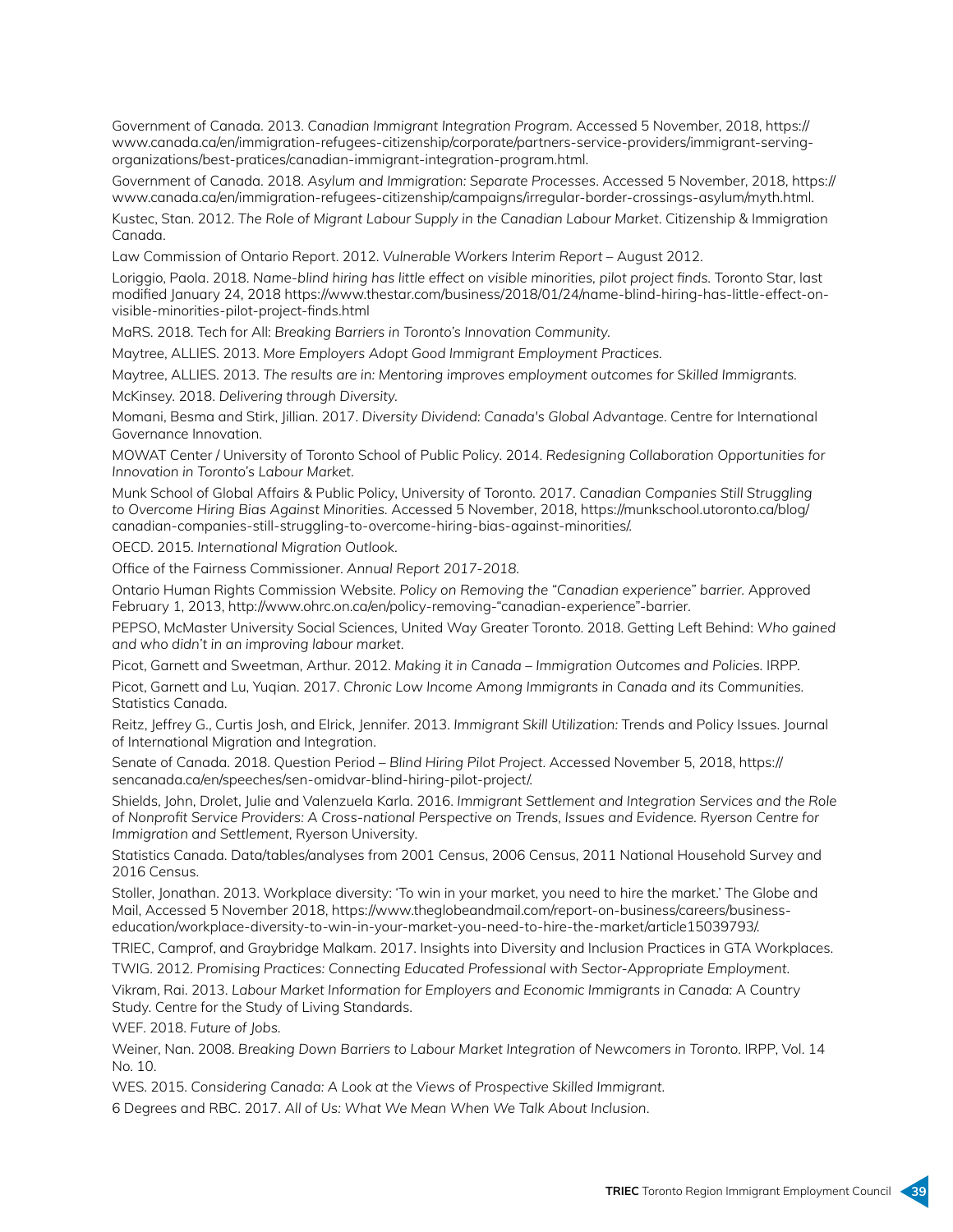Government of Canada. 2013. *Canadian Immigrant Integration Program*. Accessed 5 November, 2018, https://www.canada.ca/en/immigration-refugees-citizenship/corporate/partners-service-providers/immigrant-serving-organizations/best-pratices/canadian-immigrant-integration-program.html.

Government of Canada. 2018. *Asylum and Immigration: Separate Processes*. Accessed 5 November, 2018, https://www.canada.ca/en/immigration-refugees-citizenship/campaigns/irregular-border-crossings-asylum/myth.html.

Kustec, Stan. 2012. *The Role of Migrant Labour Supply in the Canadian Labour Market*. Citizenship & Immigration Canada.

Law Commission of Ontario Report. 2012. *Vulnerable Workers Interim Report* – August 2012.

Loriggio, Paola. 2018. *Name-blind hiring has little effect on visible minorities, pilot project finds.* Toronto Star, last modified January 24, 2018 https://www.thestar.com/business/2018/01/24/name-blind-hiring-has-little-effect-on-visible-minorities-pilot-project-finds.html

MaRS. 2018. Tech for All: *Breaking Barriers in Toronto's Innovation Community.*

Maytree, ALLIES. 2013. *More Employers Adopt Good Immigrant Employment Practices.*

Maytree, ALLIES. 2013. *The results are in: Mentoring improves employment outcomes for Skilled Immigrants.*

McKinsey. 2018. *Delivering through Diversity.*

Momani, Besma and Stirk, Jillian. 2017. *Diversity Dividend: Canada's Global Advantage*. Centre for International Governance Innovation.

MOWAT Center / University of Toronto School of Public Policy. 2014. *Redesigning Collaboration Opportunities for Innovation in Toronto's Labour Market.*

Munk School of Global Affairs & Public Policy, University of Toronto. 2017. *Canadian Companies Still Struggling to Overcome Hiring Bias Against Minorities.* Accessed 5 November, 2018, https://munkschool.utoronto.ca/blog/canadian-companies-still-struggling-to-overcome-hiring-bias-against-minorities/.

OECD. 2015. *International Migration Outlook.*

Office of the Fairness Commissioner. *Annual Report 2017-2018.*

Ontario Human Rights Commission Website. *Policy on Removing the "Canadian experience" barrier.* Approved February 1, 2013, http://www.ohrc.on.ca/en/policy-removing-"canadian-experience"-barrier.

PEPSO, McMaster University Social Sciences, United Way Greater Toronto. 2018. Getting Left Behind: *Who gained and who didn't in an improving labour market.*

Picot, Garnett and Sweetman, Arthur. 2012. *Making it in Canada – Immigration Outcomes and Policies.* IRPP.

Picot, Garnett and Lu, Yuqian. 2017. *Chronic Low Income Among Immigrants in Canada and its Communities.* Statistics Canada.

Reitz, Jeffrey G., Curtis Josh, and Elrick, Jennifer. 2013. *Immigrant Skill Utilization:* Trends and Policy Issues. Journal of International Migration and Integration.

Senate of Canada. 2018. Question Period – *Blind Hiring Pilot Project.* Accessed November 5, 2018, https://sencanada.ca/en/speeches/sen-omidvar-blind-hiring-pilot-project/.

Shields, John, Drolet, Julie and Valenzuela Karla. 2016. *Immigrant Settlement and Integration Services and the Role of Nonprofit Service Providers: A Cross-national Perspective on Trends, Issues and Evidence. Ryerson Centre for Immigration and Settlement*, Ryerson University.

Statistics Canada. Data/tables/analyses from 2001 Census, 2006 Census, 2011 National Household Survey and 2016 Census.

Stoller, Jonathan. 2013. Workplace diversity: 'To win in your market, you need to hire the market.' The Globe and Mail, Accessed 5 November 2018, https://www.theglobeandmail.com/report-on-business/careers/business-education/workplace-diversity-to-win-in-your-market-you-need-to-hire-the-market/article15039793/.

TRIEC, Camprof, and Graybridge Malkam. 2017. Insights into Diversity and Inclusion Practices in GTA Workplaces.

TWIG. 2012. *Promising Practices: Connecting Educated Professional with Sector-Appropriate Employment.*

Vikram, Rai. 2013. *Labour Market Information for Employers and Economic Immigrants in Canada:* A Country Study. Centre for the Study of Living Standards.

WEF. 2018. *Future of Jobs.*

Weiner, Nan. 2008. *Breaking Down Barriers to Labour Market Integration of Newcomers in Toronto.* IRPP, Vol. 14 No. 10.

WES. 2015. *Considering Canada: A Look at the Views of Prospective Skilled Immigrant.*

6 Degrees and RBC. 2017. *All of Us: What We Mean When We Talk About Inclusion.*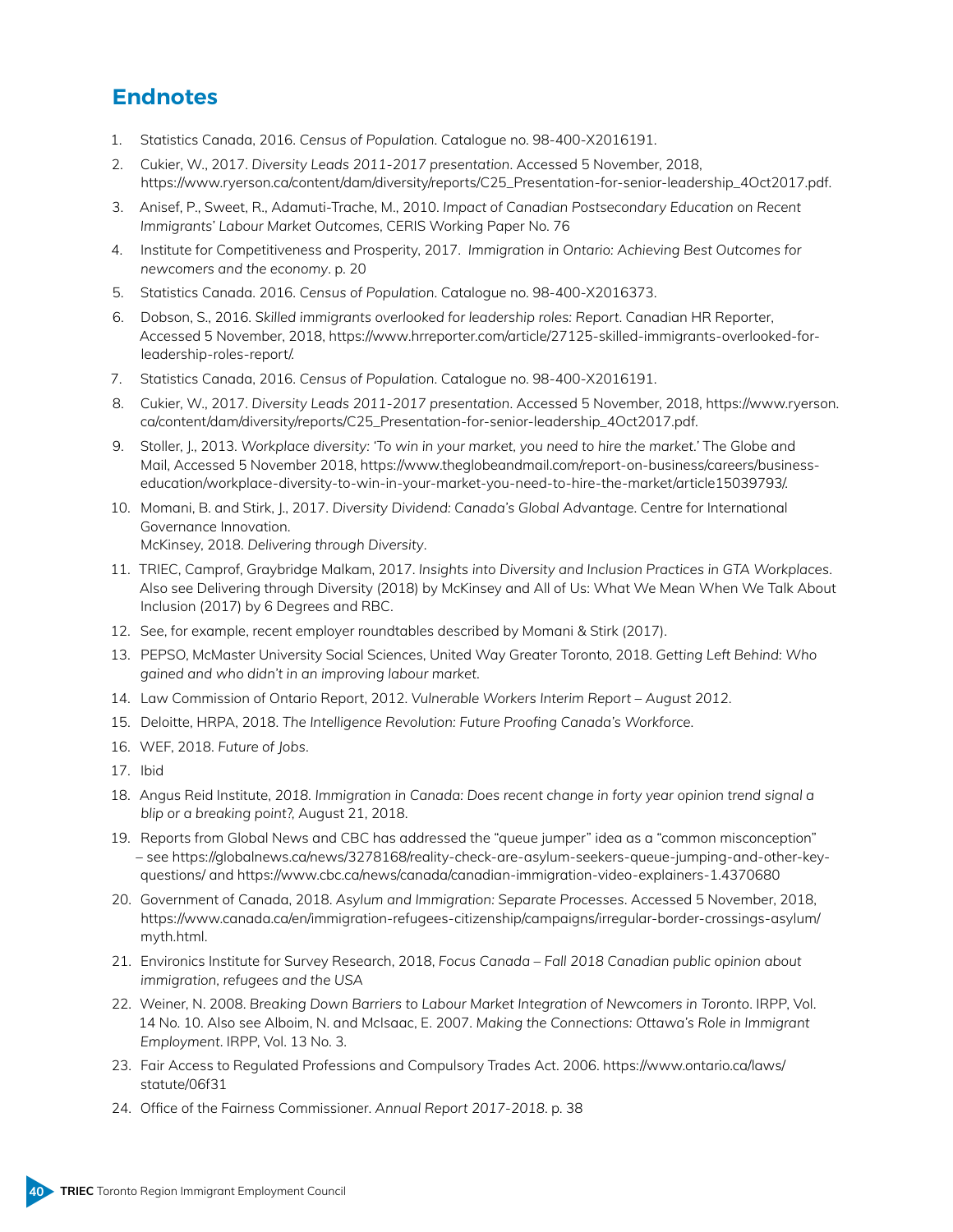## Endnotes

1. Statistics Canada, 2016. *Census of Population*. Catalogue no. 98-400-X2016191.
2. Cukier, W., 2017. *Diversity Leads 2011-2017 presentation*. Accessed 5 November, 2018, https://www.ryerson.ca/content/dam/diversity/reports/C25_Presentation-for-senior-leadership_4Oct2017.pdf.
3. Anisef, P., Sweet, R., Adamuti-Trache, M., 2010. *Impact of Canadian Postsecondary Education on Recent Immigrants' Labour Market Outcomes*, CERIS Working Paper No. 76
4. Institute for Competitiveness and Prosperity, 2017. *Immigration in Ontario: Achieving Best Outcomes for newcomers and the economy*. p. 20
5. Statistics Canada. 2016. *Census of Population*. Catalogue no. 98-400-X2016373.
6. Dobson, S., 2016. *Skilled immigrants overlooked for leadership roles: Report*. Canadian HR Reporter, Accessed 5 November, 2018, https://www.hrreporter.com/article/27125-skilled-immigrants-overlooked-for-leadership-roles-report/.
7. Statistics Canada, 2016. *Census of Population*. Catalogue no. 98-400-X2016191.
8. Cukier, W., 2017. *Diversity Leads 2011-2017 presentation*. Accessed 5 November, 2018, https://www.ryerson.ca/content/dam/diversity/reports/C25_Presentation-for-senior-leadership_4Oct2017.pdf.
9. Stoller, J., 2013. *Workplace diversity: 'To win in your market, you need to hire the market.'* The Globe and Mail, Accessed 5 November 2018, https://www.theglobeandmail.com/report-on-business/careers/business-education/workplace-diversity-to-win-in-your-market-you-need-to-hire-the-market/article15039793/.
10. Momani, B. and Stirk, J., 2017. *Diversity Dividend: Canada's Global Advantage*. Centre for International Governance Innovation.
    McKinsey, 2018. *Delivering through Diversity*.
11. TRIEC, Camprof, Graybridge Malkam, 2017. *Insights into Diversity and Inclusion Practices in GTA Workplaces*. Also see Delivering through Diversity (2018) by McKinsey and All of Us: What We Mean When We Talk About Inclusion (2017) by 6 Degrees and RBC.
12. See, for example, recent employer roundtables described by Momani & Stirk (2017).
13. PEPSO, McMaster University Social Sciences, United Way Greater Toronto, 2018. *Getting Left Behind: Who gained and who didn't in an improving labour market*.
14. Law Commission of Ontario Report, 2012. *Vulnerable Workers Interim Report – August 2012*.
15. Deloitte, HRPA, 2018. *The Intelligence Revolution: Future Proofing Canada's Workforce*.
16. WEF, 2018. *Future of Jobs*.
17. Ibid
18. Angus Reid Institute, *2018. Immigration in Canada: Does recent change in forty year opinion trend signal a blip or a breaking point?*, August 21, 2018.
19. Reports from Global News and CBC has addressed the "queue jumper" idea as a "common misconception" – see https://globalnews.ca/news/3278168/reality-check-are-asylum-seekers-queue-jumping-and-other-key-questions/ and https://www.cbc.ca/news/canada/canadian-immigration-video-explainers-1.4370680
20. Government of Canada, 2018. *Asylum and Immigration: Separate Processes*. Accessed 5 November, 2018, https://www.canada.ca/en/immigration-refugees-citizenship/campaigns/irregular-border-crossings-asylum/myth.html.
21. Environics Institute for Survey Research, 2018, *Focus Canada – Fall 2018 Canadian public opinion about immigration, refugees and the USA*
22. Weiner, N. 2008. *Breaking Down Barriers to Labour Market Integration of Newcomers in Toronto*. IRPP, Vol. 14 No. 10. Also see Alboim, N. and McIsaac, E. 2007. *Making the Connections: Ottawa's Role in Immigrant Employment*. IRPP, Vol. 13 No. 3.
23. Fair Access to Regulated Professions and Compulsory Trades Act. 2006. https://www.ontario.ca/laws/statute/06f31
24. Office of the Fairness Commissioner. *Annual Report 2017-2018*. p. 38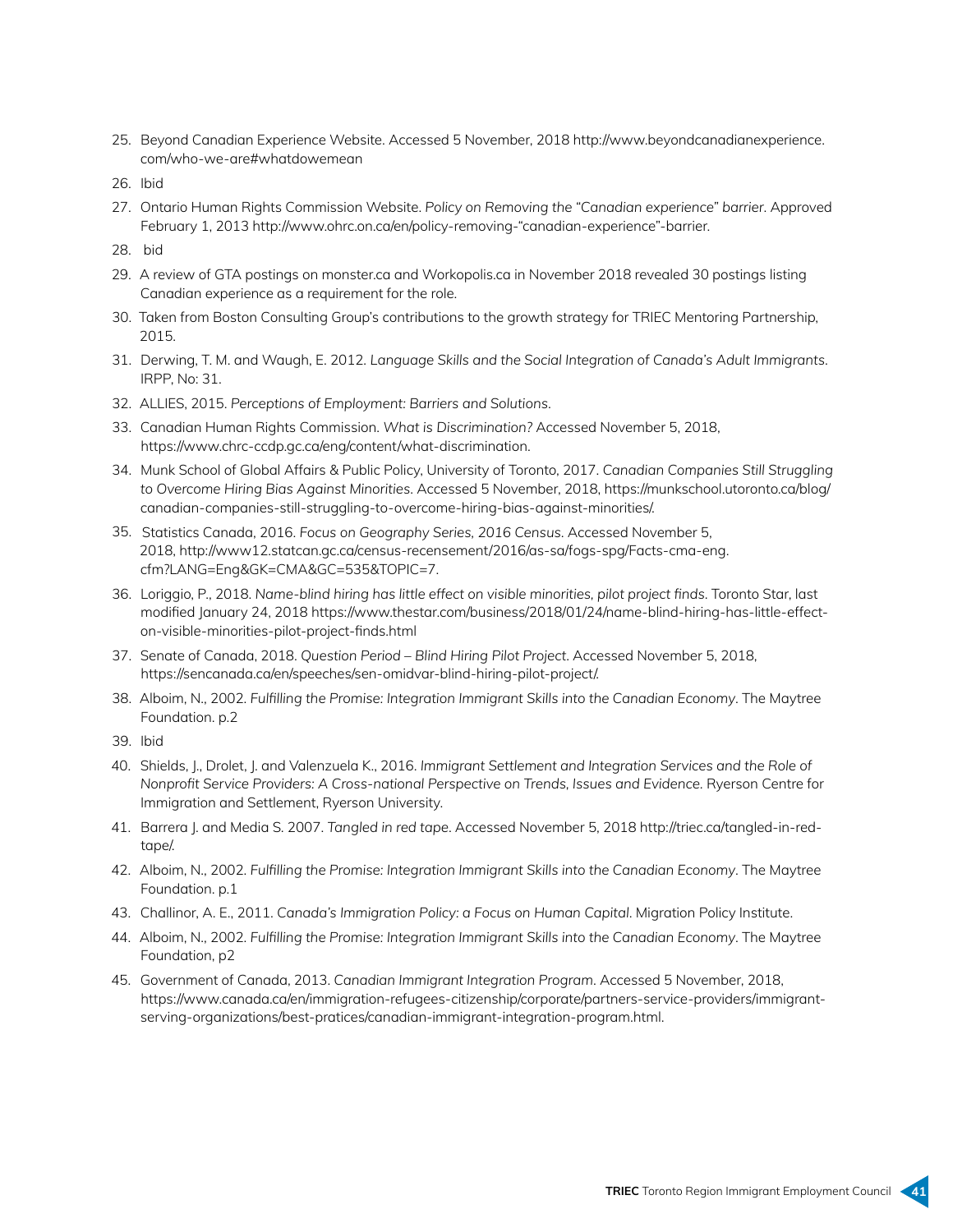25. Beyond Canadian Experience Website. Accessed 5 November, 2018 http://www.beyondcanadianexperience.com/who-we-are#whatdowemean
26. Ibid
27. Ontario Human Rights Commission Website. *Policy on Removing the "Canadian experience" barrier*. Approved February 1, 2013 http://www.ohrc.on.ca/en/policy-removing-"canadian-experience"-barrier.
28. bid
29. A review of GTA postings on monster.ca and Workopolis.ca in November 2018 revealed 30 postings listing Canadian experience as a requirement for the role.
30. Taken from Boston Consulting Group's contributions to the growth strategy for TRIEC Mentoring Partnership, 2015.
31. Derwing, T. M. and Waugh, E. 2012. *Language Skills and the Social Integration of Canada's Adult Immigrants*. IRPP, No: 31.
32. ALLIES, 2015. *Perceptions of Employment: Barriers and Solutions*.
33. Canadian Human Rights Commission. *What is Discrimination?* Accessed November 5, 2018, https://www.chrc-ccdp.gc.ca/eng/content/what-discrimination.
34. Munk School of Global Affairs & Public Policy, University of Toronto, 2017. *Canadian Companies Still Struggling to Overcome Hiring Bias Against Minorities*. Accessed 5 November, 2018, https://munkschool.utoronto.ca/blog/canadian-companies-still-struggling-to-overcome-hiring-bias-against-minorities/.
35. Statistics Canada, 2016. *Focus on Geography Series, 2016 Census*. Accessed November 5, 2018, http://www12.statcan.gc.ca/census-recensement/2016/as-sa/fogs-spg/Facts-cma-eng.cfm?LANG=Eng&GK=CMA&GC=535&TOPIC=7.
36. Loriggio, P., 2018. *Name-blind hiring has little effect on visible minorities, pilot project finds*. Toronto Star, last modified January 24, 2018 https://www.thestar.com/business/2018/01/24/name-blind-hiring-has-little-effect-on-visible-minorities-pilot-project-finds.html
37. Senate of Canada, 2018. *Question Period – Blind Hiring Pilot Project*. Accessed November 5, 2018, https://sencanada.ca/en/speeches/sen-omidvar-blind-hiring-pilot-project/.
38. Alboim, N., 2002. *Fulfilling the Promise: Integration Immigrant Skills into the Canadian Economy*. The Maytree Foundation. p.2
39. Ibid
40. Shields, J., Drolet, J. and Valenzuela K., 2016. *Immigrant Settlement and Integration Services and the Role of Nonprofit Service Providers: A Cross-national Perspective on Trends, Issues and Evidence*. Ryerson Centre for Immigration and Settlement, Ryerson University.
41. Barrera J. and Media S. 2007. *Tangled in red tape*. Accessed November 5, 2018 http://triec.ca/tangled-in-red-tape/.
42. Alboim, N., 2002. *Fulfilling the Promise: Integration Immigrant Skills into the Canadian Economy*. The Maytree Foundation. p.1
43. Challinor, A. E., 2011. *Canada's Immigration Policy: a Focus on Human Capital*. Migration Policy Institute.
44. Alboim, N., 2002. *Fulfilling the Promise: Integration Immigrant Skills into the Canadian Economy*. The Maytree Foundation, p2
45. Government of Canada, 2013. *Canadian Immigrant Integration Program*. Accessed 5 November, 2018, https://www.canada.ca/en/immigration-refugees-citizenship/corporate/partners-service-providers/immigrant-serving-organizations/best-pratices/canadian-immigrant-integration-program.html.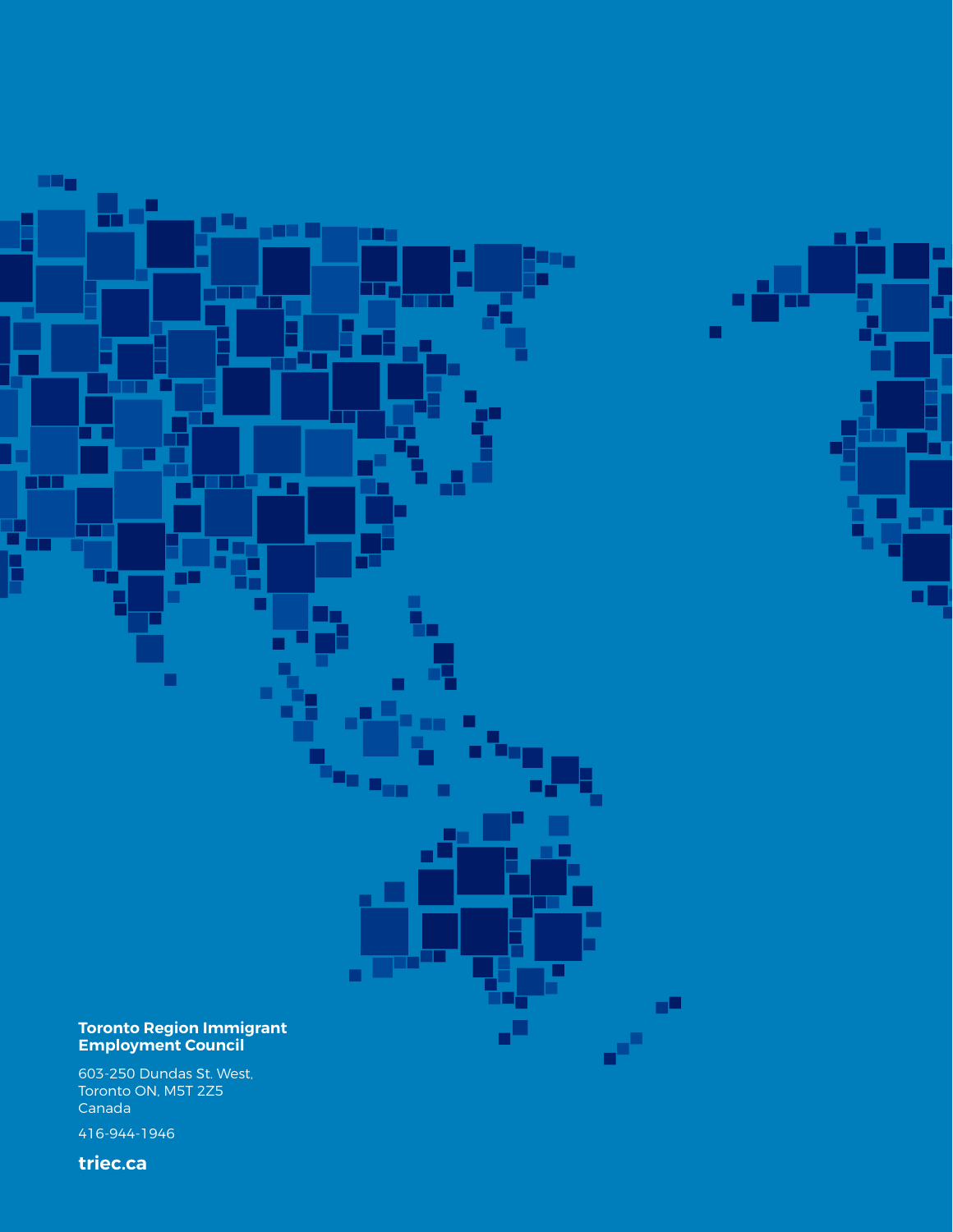**Toronto Region Immigrant Employment Council**

603-250 Dundas St. West,
Toronto ON, M5T 2Z5
Canada

416-944-1946

**triec.ca**